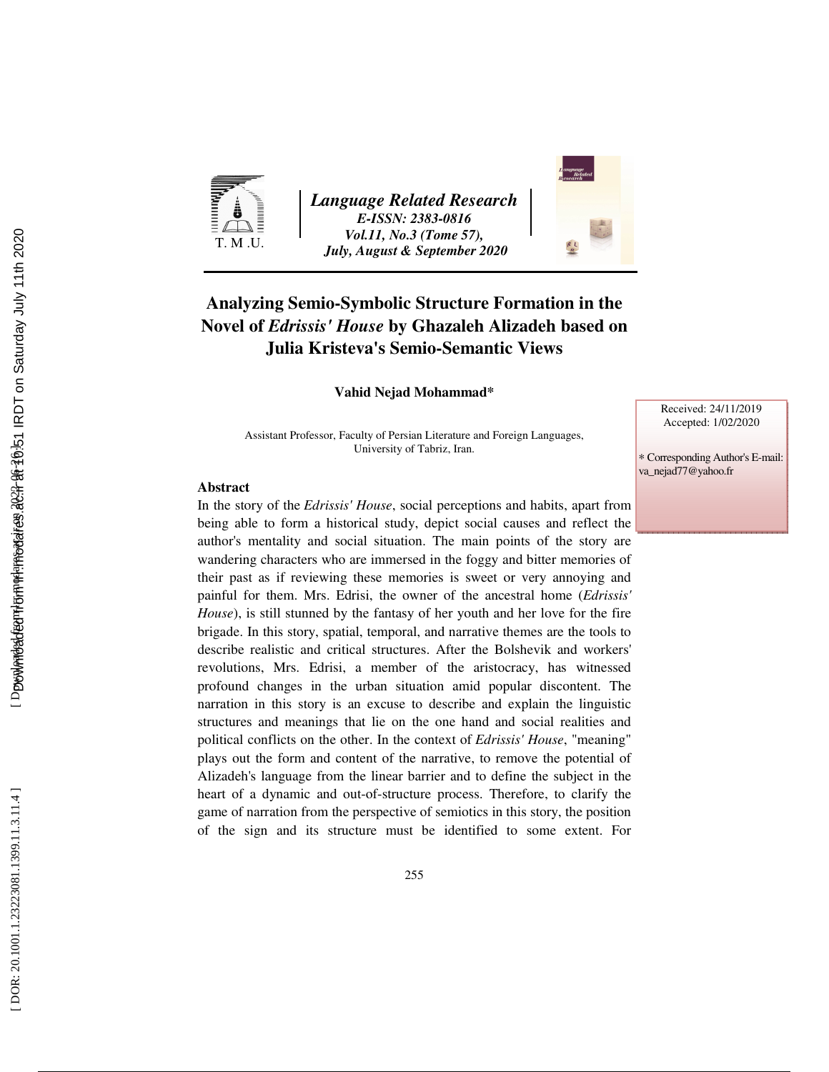# Analyzing Semio-Symbolic Structure Formation in the Novel of *Edrissis' House* by Ghazaleh Alizadeh based on Julia Kristeva's Semio-Semantic Views

**Vahid Nejad Mohammad***

Assistant Professor, Faculty of Persian Literature and Foreign Languages, University of Tabriz, Iran.

Received: 24/11/2019
Accepted: 1/02/2020

* Corresponding Author's E-mail: va_nejad77@yahoo.fr

## Abstract

In the story of the *Edrissis' House*, social perceptions and habits, apart from being able to form a historical study, depict social causes and reflect the author's mentality and social situation. The main points of the story are wandering characters who are immersed in the foggy and bitter memories of their past as if reviewing these memories is sweet or very annoying and painful for them. Mrs. Edrisi, the owner of the ancestral home (*Edrissis' House*), is still stunned by the fantasy of her youth and her love for the fire brigade. In this story, spatial, temporal, and narrative themes are the tools to describe realistic and critical structures. After the Bolshevik and workers' revolutions, Mrs. Edrisi, a member of the aristocracy, has witnessed profound changes in the urban situation amid popular discontent. The narration in this story is an excuse to describe and explain the linguistic structures and meanings that lie on the one hand and social realities and political conflicts on the other. In the context of *Edrissis' House*, "meaning" plays out the form and content of the narrative, to remove the potential of Alizadeh's language from the linear barrier and to define the subject in the heart of a dynamic and out-of-structure process. Therefore, to clarify the game of narration from the perspective of semiotics in this story, the position of the sign and its structure must be identified to some extent. For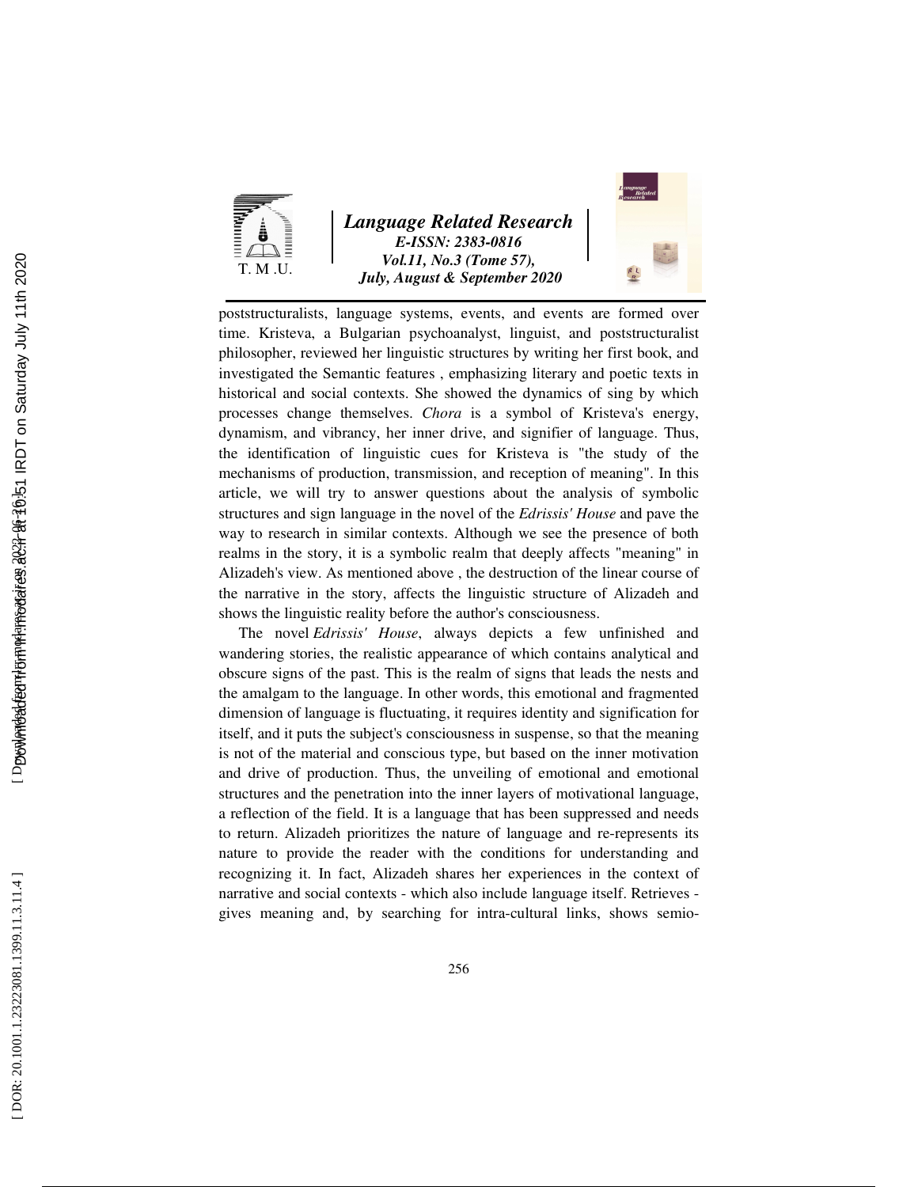poststructuralists, language systems, events, and events are formed over time. Kristeva, a Bulgarian psychoanalyst, linguist, and poststructuralist philosopher, reviewed her linguistic structures by writing her first book, and investigated the Semantic features , emphasizing literary and poetic texts in historical and social contexts. She showed the dynamics of sing by which processes change themselves. *Chora* is a symbol of Kristeva's energy, dynamism, and vibrancy, her inner drive, and signifier of language. Thus, the identification of linguistic cues for Kristeva is "the study of the mechanisms of production, transmission, and reception of meaning". In this article, we will try to answer questions about the analysis of symbolic structures and sign language in the novel of the *Edrissis' House* and pave the way to research in similar contexts. Although we see the presence of both realms in the story, it is a symbolic realm that deeply affects "meaning" in Alizadeh's view. As mentioned above , the destruction of the linear course of the narrative in the story, affects the linguistic structure of Alizadeh and shows the linguistic reality before the author's consciousness.

The novel *Edrissis' House*, always depicts a few unfinished and wandering stories, the realistic appearance of which contains analytical and obscure signs of the past. This is the realm of signs that leads the nests and the amalgam to the language. In other words, this emotional and fragmented dimension of language is fluctuating, it requires identity and signification for itself, and it puts the subject's consciousness in suspense, so that the meaning is not of the material and conscious type, but based on the inner motivation and drive of production. Thus, the unveiling of emotional and emotional structures and the penetration into the inner layers of motivational language, a reflection of the field. It is a language that has been suppressed and needs to return. Alizadeh prioritizes the nature of language and re-represents its nature to provide the reader with the conditions for understanding and recognizing it. In fact, Alizadeh shares her experiences in the context of narrative and social contexts - which also include language itself. Retrieves - gives meaning and, by searching for intra-cultural links, shows semio-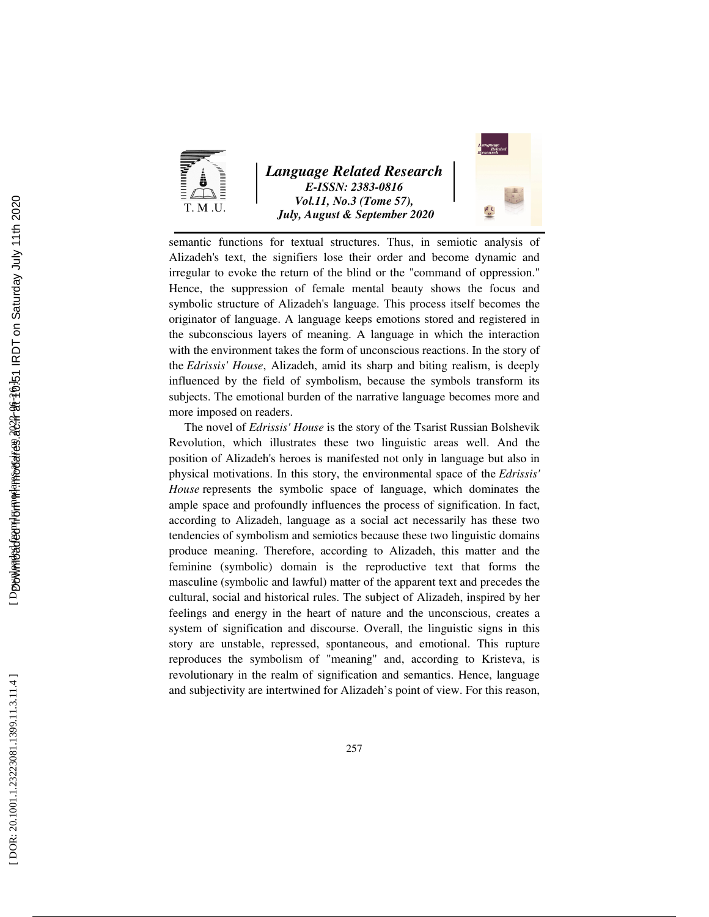semantic functions for textual structures. Thus, in semiotic analysis of Alizadeh's text, the signifiers lose their order and become dynamic and irregular to evoke the return of the blind or the "command of oppression." Hence, the suppression of female mental beauty shows the focus and symbolic structure of Alizadeh's language. This process itself becomes the originator of language. A language keeps emotions stored and registered in the subconscious layers of meaning. A language in which the interaction with the environment takes the form of unconscious reactions. In the story of the *Edrissis' House*, Alizadeh, amid its sharp and biting realism, is deeply influenced by the field of symbolism, because the symbols transform its subjects. The emotional burden of the narrative language becomes more and more imposed on readers.

The novel of *Edrissis' House* is the story of the Tsarist Russian Bolshevik Revolution, which illustrates these two linguistic areas well. And the position of Alizadeh's heroes is manifested not only in language but also in physical motivations. In this story, the environmental space of the *Edrissis' House* represents the symbolic space of language, which dominates the ample space and profoundly influences the process of signification. In fact, according to Alizadeh, language as a social act necessarily has these two tendencies of symbolism and semiotics because these two linguistic domains produce meaning. Therefore, according to Alizadeh, this matter and the feminine (symbolic) domain is the reproductive text that forms the masculine (symbolic and lawful) matter of the apparent text and precedes the cultural, social and historical rules. The subject of Alizadeh, inspired by her feelings and energy in the heart of nature and the unconscious, creates a system of signification and discourse. Overall, the linguistic signs in this story are unstable, repressed, spontaneous, and emotional. This rupture reproduces the symbolism of "meaning" and, according to Kristeva, is revolutionary in the realm of signification and semantics. Hence, language and subjectivity are intertwined for Alizadeh's point of view. For this reason,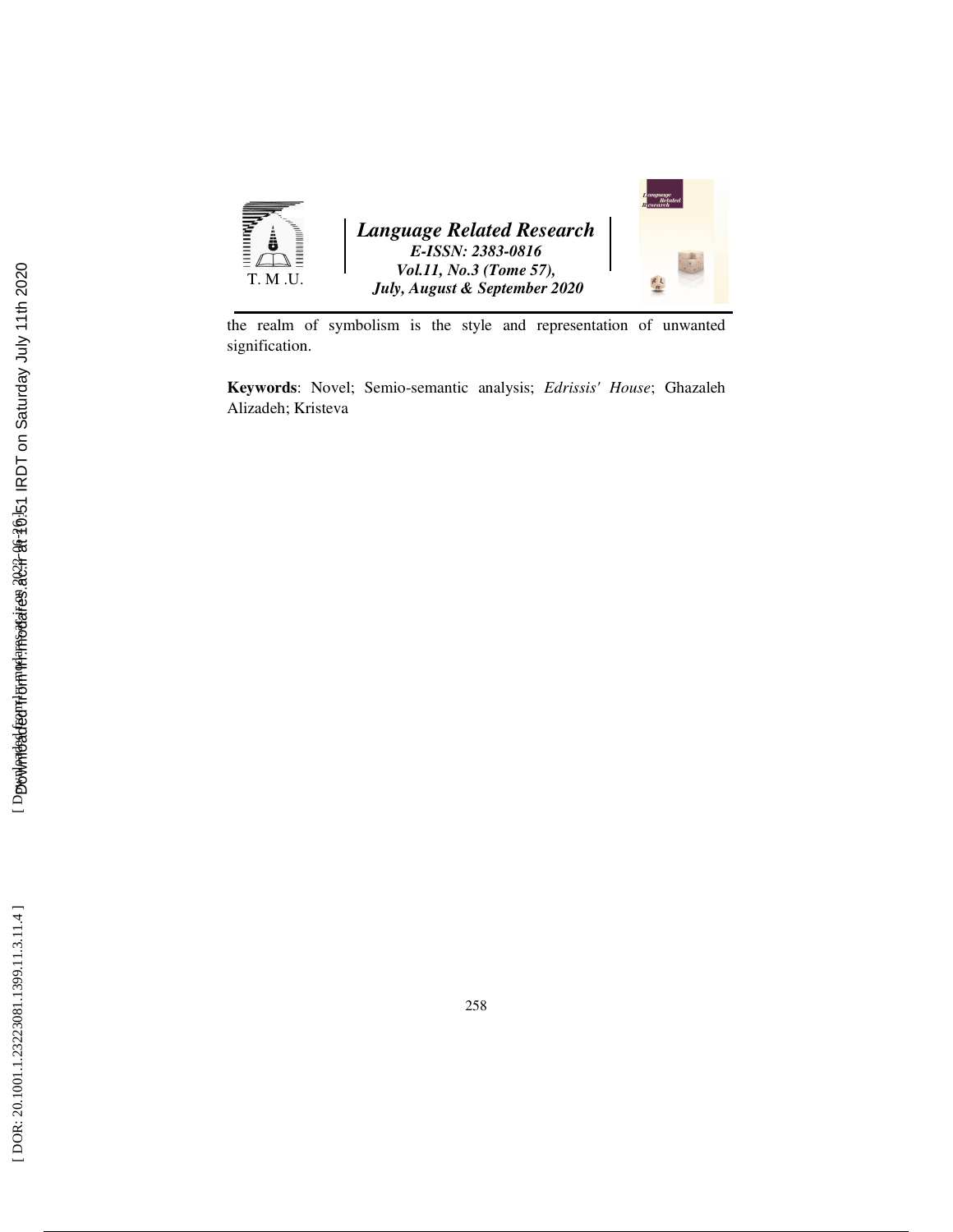the realm of symbolism is the style and representation of unwanted signification.

**Keywords**: Novel; Semio-semantic analysis; *Edrissis' House*; Ghazaleh Alizadeh; Kristeva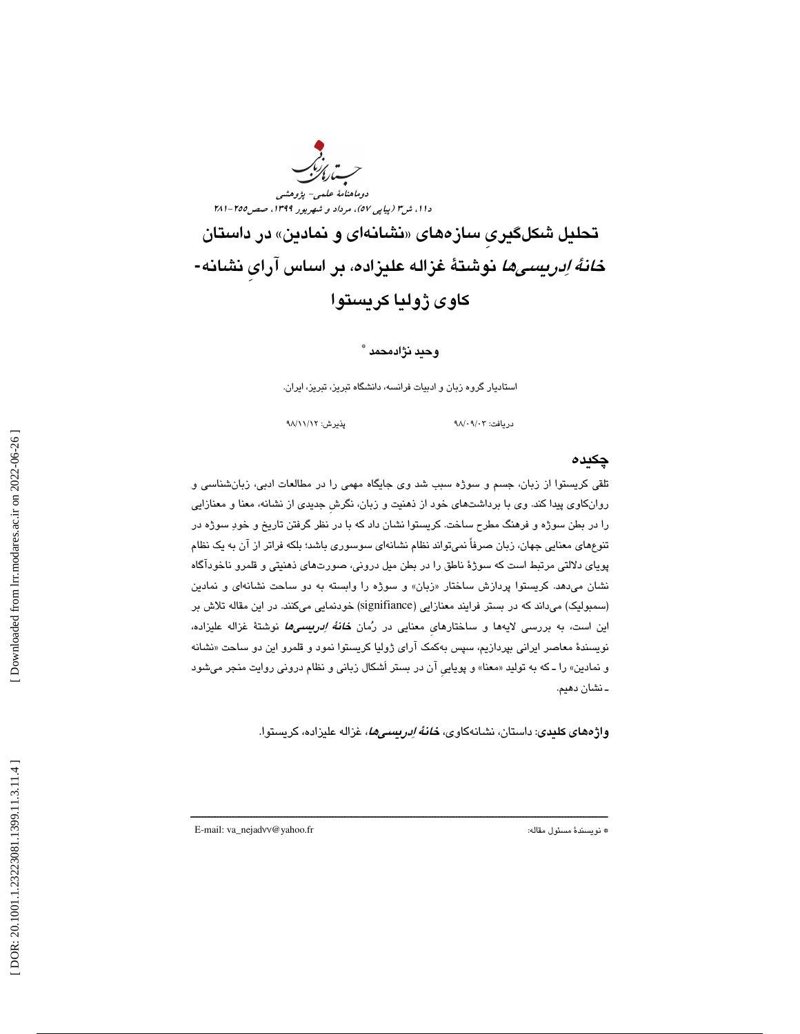# تحلیل شکل‌گیریِ سازه‌های «نشانه‌ای و نمادین» در داستان *خانهٔ اِدریسی‌ها* نوشتهٔ غزاله علیزاده، بر اساس آرای نشانه-کاوی ژولیا کریستوا

**وحید نژادمحمد** *

استادیار گروه زبان و ادبیات فرانسه، دانشگاه تبریز، تبریز، ایران.

دریافت: ۹۸/۰۹/۰۳ پذیرش: ۹۸/۱۱/۱۲

## چکیده

تلقی کریستوا از زبان، جسم و سوژه سبب شد وی جایگاه مهمی را در مطالعات ادبی، زبان‌شناسی و روان‌کاوی پیدا کند. وی با برداشت‌های خود از ذهنیت و زبان، نگرشِ جدیدی از نشانه، معنا و معنازایی را در بطن سوژه و فرهنگ مطرح ساخت. کریستوا نشان داد که با در نظر گرفتن تاریخ و خودِ سوژه در تنوع‌های معنایی جهان، زبان صرفاً نمی‌تواند نظام نشانه‌ای سوسوری باشد؛ بلکه فراتر از آن به یک نظام پویای دلالتی مرتبط است که سوژهٔ ناطق را در بطن میل درونی، صورت‌های ذهنیتی و قلمرو ناخودآگاه نشان می‌دهد. کریستوا پردازش ساختار «زبان» و سوژه را وابسته به دو ساحت نشانه‌ای و نمادین (سمبولیک) می‌داند که در بستر فرایند معنازایی (signifiance) خودنمایی می‌کنند. در این مقاله تلاش بر این است، به بررسی لایه‌ها و ساختارهایِ معنایی در رُمان *خانهٔ اِدریسی‌ها* نوشتهٔ غزاله علیزاده، نویسندهٔ معاصر ایرانی بپردازیم، سپس به‌کمک آرای ژولیا کریستوا نمود و قلمرو این دو ساحت «نشانه و نمادین» را ـ که به تولید «معنا» و پوییِ آن در بستر اَشکال زبانی و نظام درونی روایت منجر می‌شود ـ نشان دهیم.

**واژه‌های کلیدی**: داستان، نشانه‌کاوی، *خانهٔ اِدریسی‌ها*، غزاله علیزاده، کریستوا.

---

* نویسندهٔ مسئول مقاله: E-mail: va_nejadv7@yahoo.fr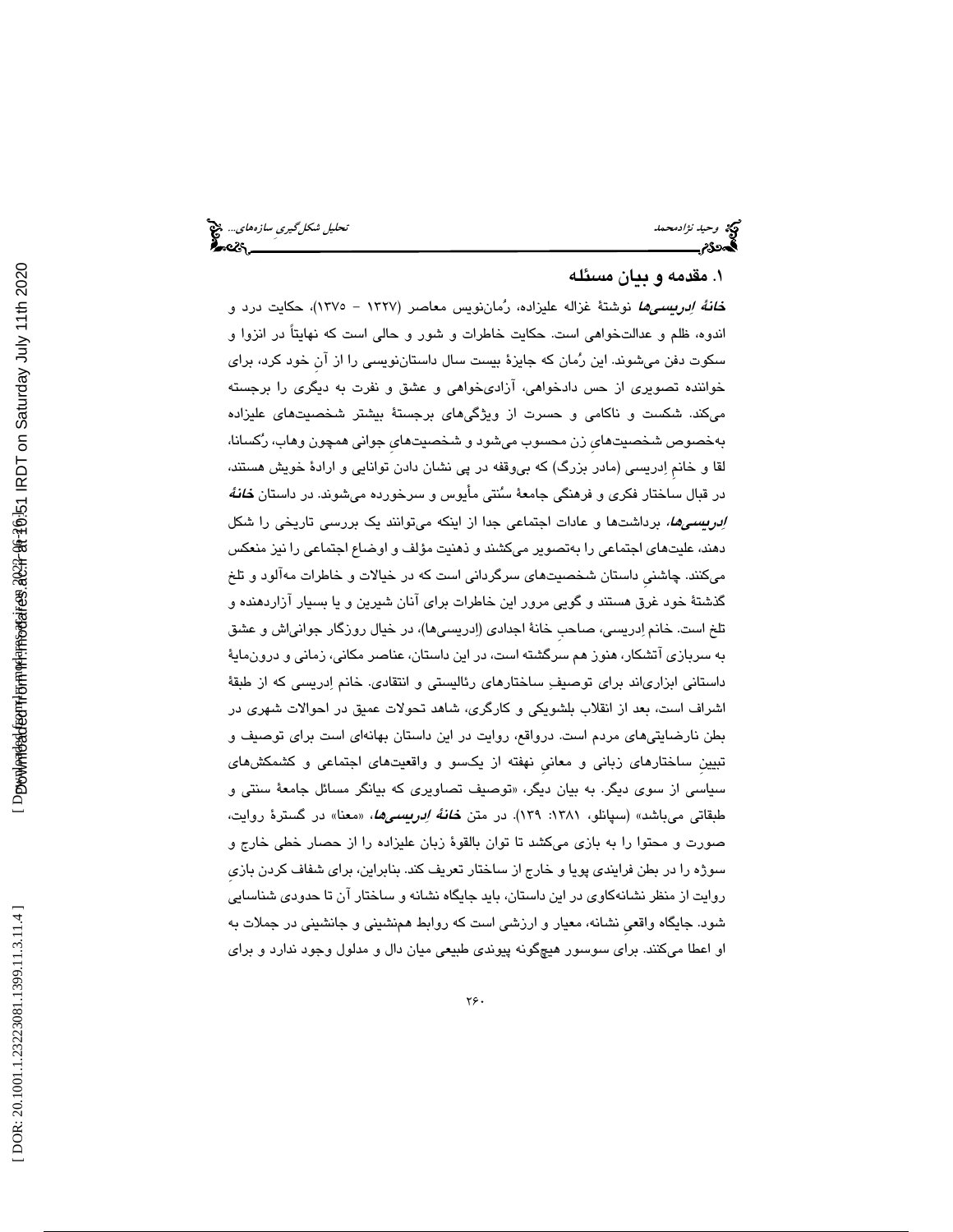## ۱. مقدمه و بیان مسئله

***خانهٔ اِدریسی‌ها*** نوشتهٔ غزاله علیزاده، رُمان‌نویس معاصر (۱۳۲۷ - ۱۳۷۵)، حکایت درد و اندوه، ظلم و عدالت‌خواهی است. حکایت خاطرات و شور و حالی است که نهایتاً در انزوا و سکوت دفن می‌شوند. این رُمان که جایزهٔ بیست سال داستان‌نویسی را از آنِ خود کرد، برای خواننده تصویری از حس دادخواهی، آزادی‌خواهی و عشق و نفرت به دیگری را برجسته می‌کند. شکست و ناکامی و حسرت از ویژگی‌های برجستهٔ بیشتر شخصیت‌های علیزاده به‌خصوص شخصیت‌هایِ زن محسوب می‌شود و شخصیت‌هایِ جوانی همچون وهاب، رُکسانا، لقا و خانمِ اِدریسی (مادر بزرگ) که بی‌وقفه در پی نشان دادن توانایی و ارادهٔ خویش هستند، در قبال ساختار فکری و فرهنگی جامعهٔ سُنتی مأیوس و سرخورده می‌شوند. در داستان ***خانهٔ اِدریسی‌ها***، برداشت‌ها و عادات اجتماعی جدا از اینکه می‌توانند یک بررسی تاریخی را شکل دهند، علیت‌های اجتماعی را به‌تصویر می‌کشند و ذهنیت مؤلف و اوضاع اجتماعی را نیز منعکس می‌کنند. چاشنیِ داستان شخصیت‌های سرگردانی است که در خیالات و خاطرات مه‌آلود و تلخ گذشتهٔ خود غرق هستند و گویی مرور این خاطرات برای آنان شیرین و یا بسیار آزاردهنده و تلخ است. خانم اِدریسی، صاحبِ خانهٔ اجدادی (ادریسی‌ها)، در خیال روزگار جوانی‌اش و عشق به سربازی آتشکار، هنوز هم سرگشته است، در این داستان، عناصر مکانی، زمانی و درون‌مایهٔ داستانی ابزاری‌اند برای توصیفِ ساختارهای رئالیستی و انتقادی. خانم اِدریسی که از طبقهٔ اشراف است، بعد از انقلاب بلشویکی و کارگری، شاهد تحولات عمیق در احوالات شهری در بطن نارضایتی‌های مردم است. درواقع، روایت در این داستان بهانه‌ای است برای توصیف و تبیینِ ساختارهای زبانی و معانیِ نهفته از یکسو و واقعیت‌های اجتماعی و کشمکش‌های سیاسی از سوی دیگر. به بیان دیگر، «توصیف تصاویری که بیانگر مسائل جامعهٔ سنتی و طبقاتی می‌باشد» (سپانلو، ۱۳۸۱: ۱۳۹). در متن ***خانهٔ اِدریسی‌ها***، «معنا» در گسترهٔ روایت، صورت و محتوا را به بازی می‌کشد تا توان بالقوهٔ زبان علیزاده را از حصار خطی خارج و سوژه را در بطن فرایندی پویا و خارج از ساختار تعریف کند. بنابراین، برای شفاف کردن بازیِ روایت از منظر نشانه‌کاوی در این داستان، باید جایگاه نشانه و ساختار آن تا حدودی شناسایی شود. جایگاه واقعیِ نشانه، معیار و ارزشی است که روابط هم‌نشینی و جانشینی در جملات به او اعطا می‌کنند. برای سوسور هیچ‌گونه پیوندی طبیعی میان دال و مدلول وجود ندارد و برای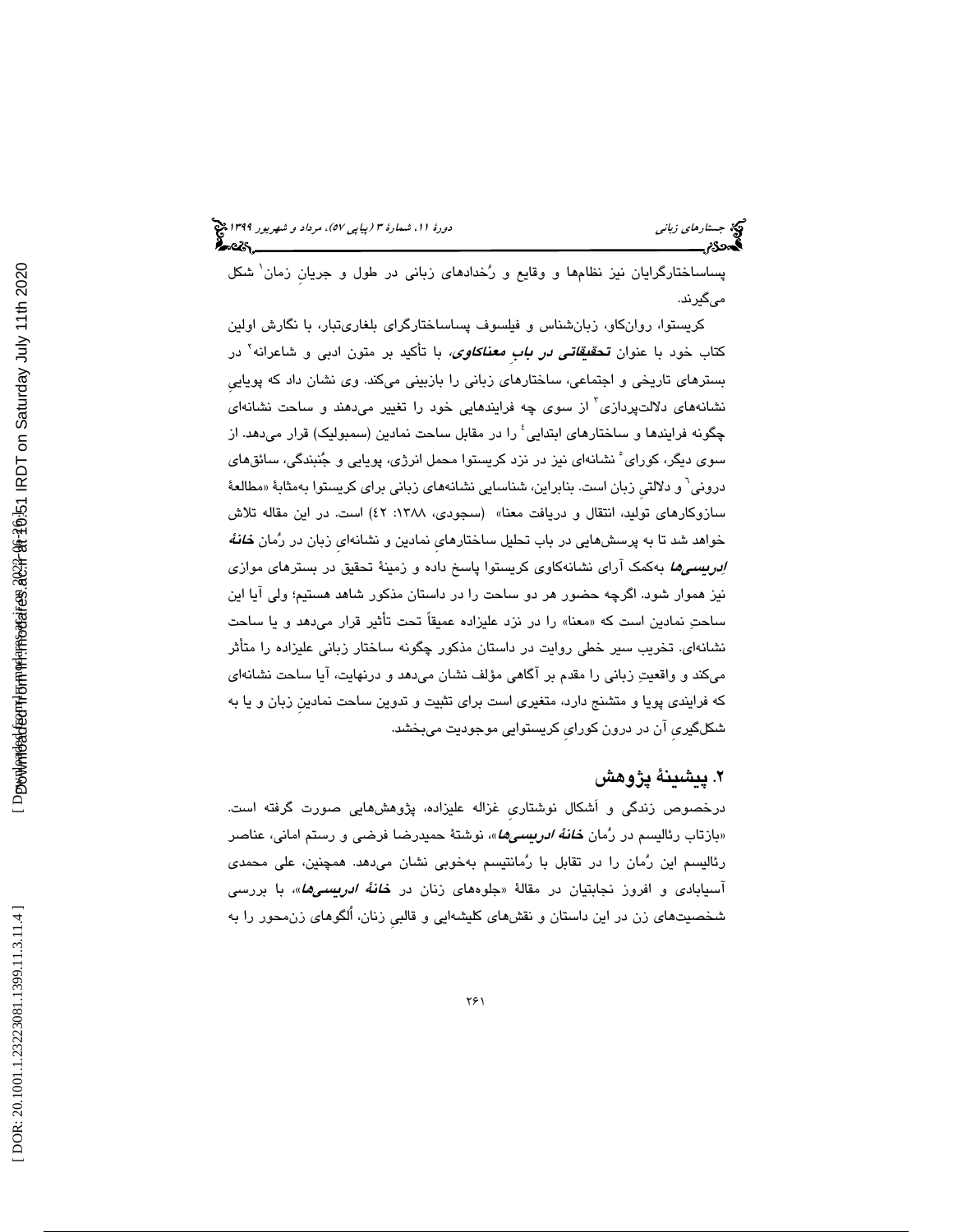پساساختارگرایان نیز نظام‌ها و وقایع و رُخدادهای زبانی در طول و جریانِ زمان[1] شکل می‌گیرند.

کریستوا، روان‌کاو، زبان‌شناس و فیلسوف پساساختارگرای بلغاری‌تبار، با نگارش اولین کتاب خود با عنوان ***تحقیقاتی در بابِ معناکاوی***، با تأکید بر متون ادبی و شاعرانه[2] در بسترهای تاریخی و اجتماعی، ساختارهای زبانی را بازبینی می‌کند. وی نشان داد که پویاییِ نشانه‌های دلالت‌پردازی[3] از سوی چه فرایندهایی خود را تغییر می‌دهند و ساحت نشانه‌ای چگونه فرایندها و ساختارهای ابتدایی[4] را در مقابل ساحت نمادین (سمبولیک) قرار می‌دهد. از سوی دیگر، کورای[5] نشانه‌ای نیز در نزد کریستوا محمل انرژی، پویایی و جُنبندگی، سائق‌های درونی[6] و دلالتیِ زبان است. بنابراین، شناسایی نشانه‌های زبانی برای کریستوا به‌مثابهٔ «مطالعهٔ سازوکارهای تولید، انتقال و دریافت معنا» (سجودی، ۱۳۸۸: ٤۲) است. در این مقاله تلاش خواهد شد تا به پرسش‌هایی در باب تحلیل ساختارهایِ نمادین و نشانه‌ایِ زبان در رُمان ***خانهٔ ادریسی‌ها*** به‌کمک آرای نشانه‌کاوی کریستوا پاسخ داده و زمینهٔ تحقیق در بسترهای موازی نیز هموار شود. اگرچه حضور هر دو ساحت را در داستان مذکور شاهد هستیم؛ ولی آیا این ساحتِ نمادین است که «معنا» را در نزد علیزاده عمیقاً تحت تأثیر قرار می‌دهد و یا ساحت نشانه‌ای. تخریب سیر خطی روایت در داستان مذکور چگونه ساختار زبانی علیزاده را متأثر می‌کند و واقعیتِ زبانی را مقدم بر آگاهی مؤلف نشان می‌دهد و درنهایت، آیا ساحت نشانه‌ای که فرایندی پویا و متشنج دارد، متغیری است برای تثبیت و تدوین ساحت نمادینِ زبان و یا به شکل‌گیریِ آن در درون کورایِ کریستوایی موجودیت می‌بخشد.

## ۲. پیشینهٔ پژوهش

درخصوص زندگی و اَشکال نوشتاریِ غزاله علیزاده، پژوهش‌هایی صورت گرفته است. «بازتاب رئالیسم در رُمان ***خانهٔ ادریسی‌ها***»، نوشتهٔ حمیدرضا فرضی و رستم امانی، عناصر رئالیسم این رُمان را در تقابل با رُمانتیسم به‌خوبی نشان می‌دهد. همچنین، علی محمدی آسیابادی و افروز نجابتیان در مقالهٔ «جلوه‌های زنان در ***خانهٔ ادریسی‌ها***»، با بررسی شخصیت‌های زن در این داستان و نقش‌های کلیشه‌ایی و قالبیِ زنان، اُلگوهای زن‌محور را به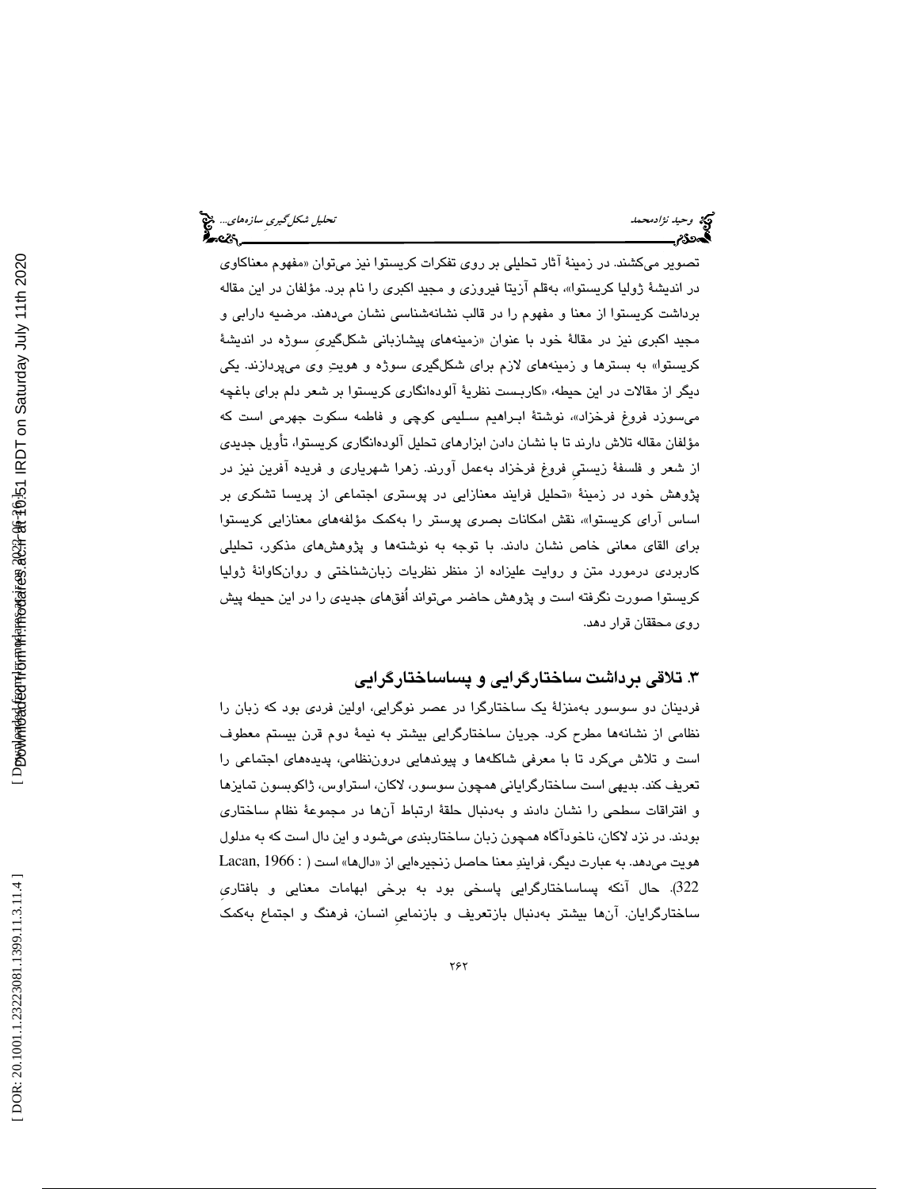تصویر می‌کشند. در زمینهٔ آثار تحلیلی بر روی تفکرات کریستوا نیز می‌توان «مفهوم معناکاوی در اندیشهٔ ژولیا کریستوا»، به‌قلم آزیتا فیروزی و مجید اکبری را نام برد. مؤلفان در این مقاله برداشت کریستوا از معنا و مفهوم را در قالب نشانه‌شناسی نشان می‌دهند. مرضیه دارابی و مجید اکبری نیز در مقالهٔ خود با عنوان «زمینه‌های پیشازبانی شکل‌گیریِ سوژه در اندیشهٔ کریستوا» به بسترها و زمینه‌های لازم برای شکل‌گیری سوژه و هویتِ وی می‌پردازند. یکی دیگر از مقالات در این حیطه، «کاربست نظریهٔ آلوده‌انگاری کریستوا بر شعر دلم برای باغچه می‌سوزد فروغ فرخزاد»، نوشتهٔ ابراهیم سلیمی کوچی و فاطمه سکوت جهرمی است که مؤلفان مقاله تلاش دارند تا با نشان دادن ابزارهای تحلیل آلوده‌انگاری کریستوا، تأویل جدیدی از شعر و فلسفهٔ زیستیِ فروغ فرخزاد به‌عمل آورند. زهرا شهریاری و فریده آفرین نیز در پژوهش خود در زمینهٔ «تحلیل فرایند معنازایی در پوستری اجتماعی از پریسا تشکری بر اساس آرای کریستوا»، نقش امکانات بصری پوستر را به‌کمک مؤلفه‌های معنازایی کریستوا برای القای معانی خاص نشان دادند. با توجه به نوشته‌ها و پژوهش‌های مذکور، تحلیلی کاربردی درمورد متن و روایت علیزاده از منظر نظریات زبان‌شناختی و روان‌کاوانهٔ ژولیا کریستوا صورت نگرفته است و پژوهش حاضر می‌تواند اُفق‌های جدیدی را در این حیطه پیش روی محققان قرار دهد.

## ۳. تلاقی برداشت ساختارگرایی و پساساختارگرایی

فردینان دو سوسور به‌منزلهٔ یک ساختارگرا در عصر نوگرایی، اولین فردی بود که زبان را نظامی از نشانه‌ها مطرح کرد. جریان ساختارگرایی بیشتر به نیمهٔ دوم قرن بیستم معطوف است و تلاش می‌کرد تا با معرفی شاکله‌ها و پیوندهایی درون‌نظامی، پدیده‌های اجتماعی را تعریف کند. بدیهی است ساختارگرایانی همچون سوسور، لاکان، استراوس، ژاکوبسون تمایزها و افتراقات سطحی را نشان دادند و به‌دنبال حلقهٔ ارتباط آن‌ها در مجموعهٔ نظام ساختاری بودند. در نزد لاکان، ناخودآگاه همچون زبان ساختاربندی می‌شود و این دال است که به مدلول هویت می‌دهد. به عبارت دیگر، فرایندِ معنا حاصل زنجیره‌ای از «دال‌ها» است (Lacan, 1966 : 322). حال آنکه پساساختارگرایی پاسخی بود به برخی ابهامات معنایی و بافتاریِ ساختارگرایان. آن‌ها بیشتر به‌دنبال بازتعریف و بازنمایی انسان، فرهنگ و اجتماع به‌کمک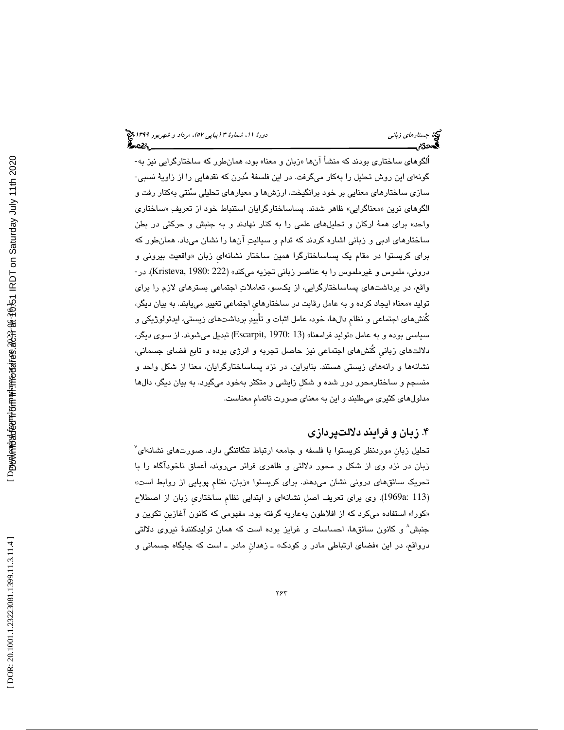اُلگوهای ساختاری بودند که منشأ آن‌ها «زبان و معنا» بود، همان‌طور که ساختارگرایی نیز به‌گونه‌ای این روش تحلیل را به‌کار می‌گرفت. در این فلسفهٔ مُدرن که نقدهایی را از زاویهٔ نسبی‌سازی ساختارهای معنایی بر خود برانگیخت، ارزش‌ها و معیارهای تحلیلی سُنتی به‌کنار رفت و الگوهای نوین «معناگرایی» ظاهر شدند. پساساختارگرایان استنباط خود از تعریفِ «ساختاری واحد» برای همهٔ ارکان و تحلیل‌های علمی را به کنار نهادند و به جنبش و حرکتی در بطن ساختارهای ادبی و زبانی اشاره کردند که تدام و سیالیتِ آن‌ها را نشان می‌داد. همان‌طور که برای کریستوا در مقام یک پساساختارگرا همین ساختار نشانه‌ایِ زبان «واقعیت بیرونی و درونی، ملموس و غیرملموس را به عناصر زبانی تجزیه می‌کند» (Kristeva, 1980: 222). درواقع، در برداشت‌های پساساختارگرایی، از یک‌سو، تعاملاتِ اجتماعی بسترهای لازم را برای تولید «معنا» ایجاد کرده و به عامل رقابت در ساختارهایِ اجتماعی تغییر می‌یابند. به بیان دیگر، کُنش‌های اجتماعی و نظامِ دال‌ها، خود، عامل اثبات و تأییدِ برداشت‌های زیستی، ایدئولوژیکی و سیاسی بوده و به عامل «تولید فرامعنا» (Escarpit, 1970: 13) تبدیل می‌شوند. از سوی دیگر، دلالت‌های زبانیِ کُنش‌های اجتماعی نیز حاصل تجربه و انرژی بوده و تابع فضای جسمانی، نشانه‌ها و رانه‌های زیستی هستند. بنابراین، در نزد پساساختارگرایان، معنا از شکل واحد و منسجم و ساختارمحور دور شده و شکلِ زایشی و متکثر به‌خود می‌گیرد. به بیان دیگر، دال‌ها مدلول‌های کثیری می‌طلبند و این به معنای صورت ناتمامِ معناست.

## ۴. زبان و فرایند دلالت‌پردازی

تحلیل زبانِ موردنظر کریستوا با فلسفه و جامعه ارتباط تنگاتنگی دارد. صورت‌های نشانه‌ای[۷] زبان در نزد وی از شکل و محور دلالتی و ظاهری فراتر می‌روند، اَعماق ناخودآگاه را با تحریک سائق‌های درونی نشان می‌دهند. برای کریستوا «زبان، نظامِ پویایی از روابط است» (1969a: 113). وی برای تعریف اصلِ نشانه‌ای و ابتدایی نظامِ ساختاریِ زبان از اصطلاح «کورا» استفاده می‌کرد که از افلاطون به‌عاریه گرفته بود. مفهومی که کانون آغازینِ تکوین و جنبش[۸] و کانون سائق‌ها، احساسات و غرایز بوده است که همان تولیدکنندهٔ نیروی دلالتی درواقع، در این «فضای ارتباطی مادر و کودک» ـ زهدانِ مادر ـ است که جایگاه جسمانی و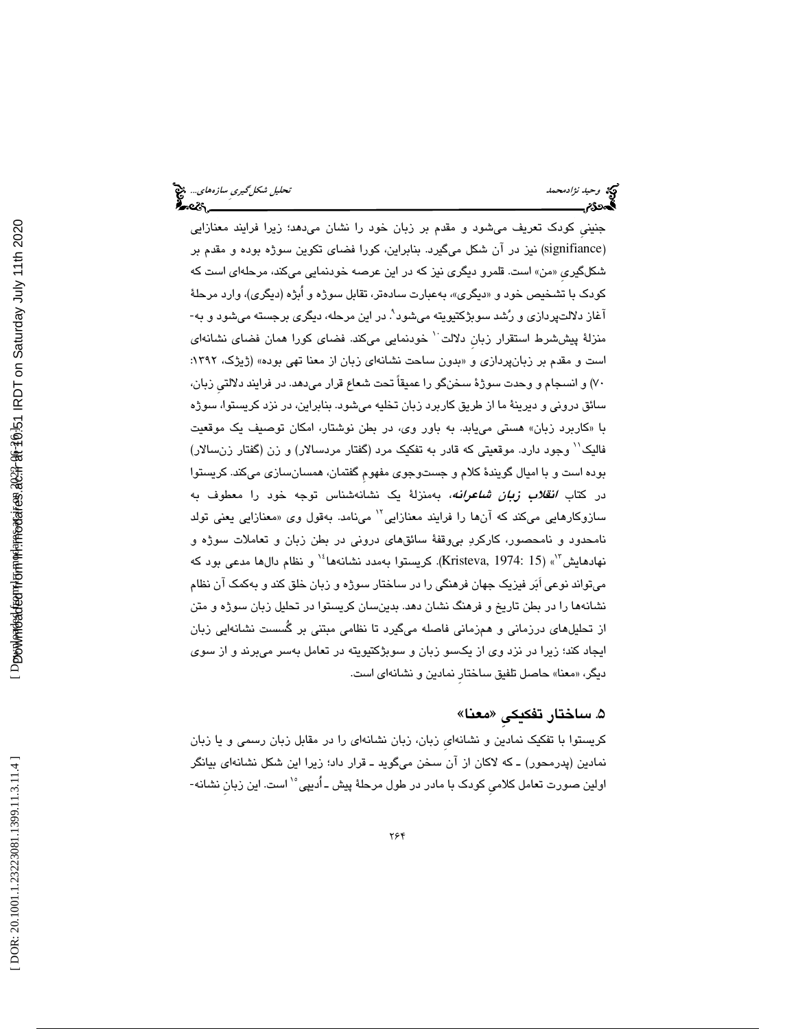جنینیِ کودک تعریف می‌شود و مقدم بر زبان خود را نشان می‌دهد؛ زیرا فرایند معنازایی (signifiance) نیز در آن شکل می‌گیرد. بنابراین، کورا فضای تکوین سوژه بوده و مقدم بر شکل‌گیریِ «من» است. قلمرو دیگری نیز که در این عرصه خودنمایی می‌کند، مرحله‌ای است که کودک با تشخیص خود و «دیگری»، به‌عبارت ساده‌تر، تقابل سوژه و اُبژه (دیگری)، وارد مرحلهٔ آغاز دلالت‌پردازی و رُشد سوبژکتیویته می‌شود[9]. در این مرحله، دیگری برجسته می‌شود و به‌منزلهٔ پیش‌شرط استقرار زبانِ دلالت[10] خودنمایی می‌کند. فضای کورا همان فضای نشانه‌ای است و مقدم بر زبان‌پردازی و «بدون ساحت نشانه‌ای زبان از معنا تهی بوده» (ژیژک، ۱۳۹۲: ۷۰) و انسجام و وحدت سوژهٔ سخن‌گو را عمیقاً تحت شعاع قرار می‌دهد. در فرایند دلالتیِ زبان، سائق درونی و دیرینهٔ ما از طریق کاربرد زبان تخلیه می‌شود. بنابراین، در نزد کریستوا، سوژه با «کاربرد زبان» هستی می‌یابد. به باور وی، در بطن نوشتار، امکان توصیف یک موقعیت فالیک[11] وجود دارد. موقعیتی که قادر به تفکیک مرد (گفتار مردسالار) و زن (گفتار زن‌سالار) بوده است و با امیال گویندهٔ کلام و جست‌وجوی مفهومِ گفتمان، همسان‌سازی می‌کند. کریستوا در کتاب ***انقلاب زبان شاعرانه***، به‌منزلهٔ یک نشانه‌شناس توجه خود را معطوف به سازوکارهایی می‌کند که آن‌ها را فرایند معنازایی[12] می‌نامد. به‌قول وی «معنازایی یعنی تولد نامحدود و نامحصور، کارکردِ بی‌وقفهٔ سائق‌های درونی در بطن زبان و تعاملات سوژه و نهادهایش[13]» (Kristeva, 1974: 15). کریستوا به‌مدد نشانه‌ها[14] و نظام دال‌ها مدعی بود که می‌تواند نوعی اَبَر فیزیک جهان فرهنگی را در ساختار سوژه و زبان خلق کند و به‌کمک آن نظام نشانه‌ها را در بطن تاریخ و فرهنگ نشان دهد. بدین‌سان کریستوا در تحلیل زبان سوژه و متن از تحلیل‌های درزمانی و همزمانی فاصله می‌گیرد تا نظامی مبتنی بر گُسست نشانه‌ایی زبان ایجاد کند؛ زیرا در نزد وی از یک‌سو زبان و سوبژکتیویته در تعامل به‌سر می‌برند و از سوی دیگر، «معنا» حاصل تلفیق ساختارِ نمادین و نشانه‌ای است.

## ۵. ساختار تفکیکیِ «معنا»

کریستوا با تفکیک نمادین و نشانه‌ایِ زبان، زبان نشانه‌ای را در مقابل زبان رسمی و یا زبان نمادین (پدرمحور) ـ که لاکان از آن سخن می‌گوید ـ قرار داد؛ زیرا این شکل نشانه‌ای بیانگر اولین صورت تعامل کلامیِ کودک با مادر در طول مرحلهٔ پیش ـ اُدیپی[15] است. این زبانِ نشانه-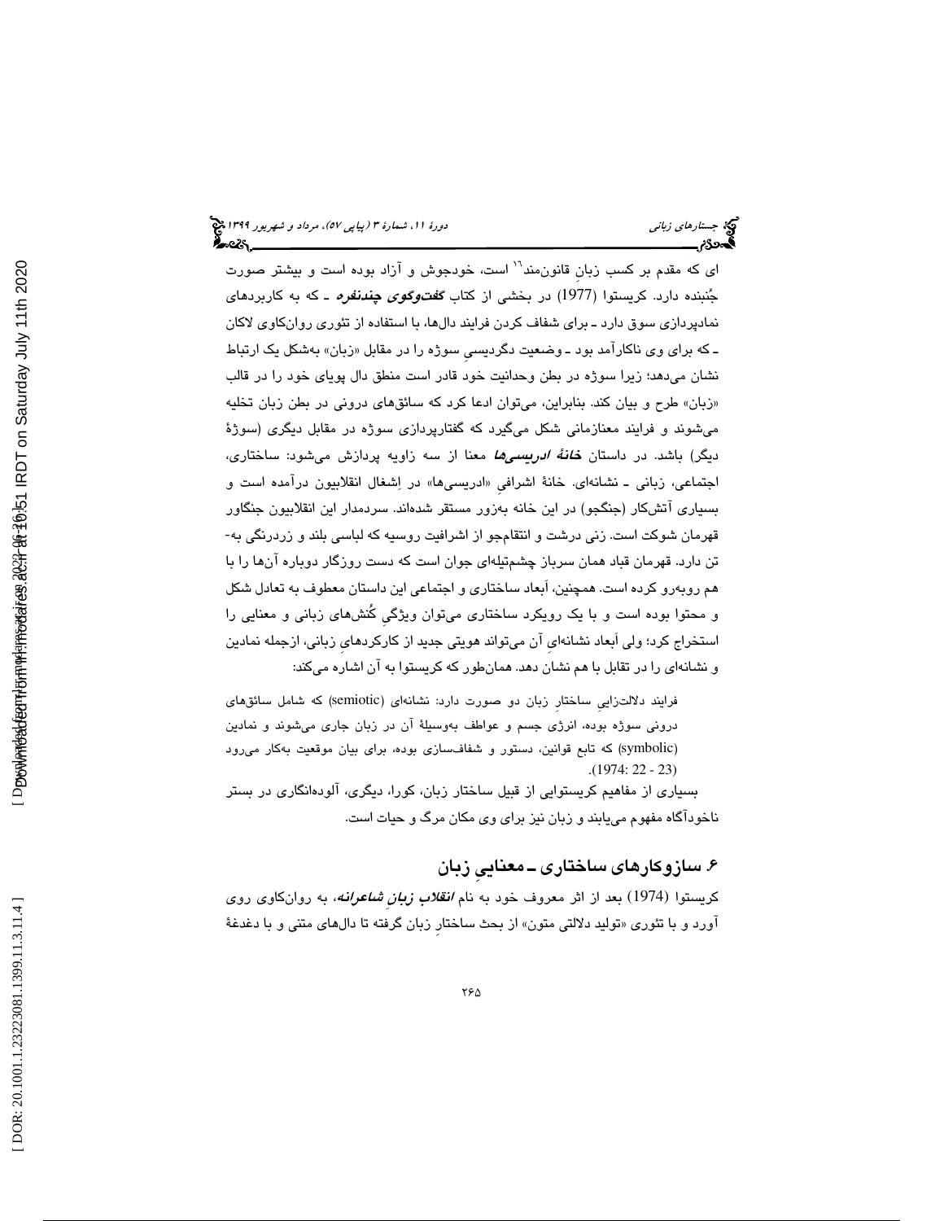ای که مقدم بر کسب زبانِ قانون‌مند[16] است، خودجوش و آزاد بوده است و بیشتر صورت جُنبنده دارد. کریستوا (1977) در بخشی از کتاب ***گفت‌وگوی چندنفره*** ـ که به کاربردهای نمادپردازی سوق دارد ـ برای شفاف کردن فرایند دال‌ها، با استفاده از تئوری روانکاوی لاکان ـ که برای وی ناکارآمد بود ـ وضعیت دگردیسیِ سوژه را در مقابل «زبان» به‌شکل یک ارتباط نشان می‌دهد؛ زیرا سوژه در بطن وحدانیت خود قادر است منطق دال پویای خود را در قالب «زبان» طرح و بیان کند. بنابراین، می‌توان ادعا کرد که سائق‌های درونی در بطن زبان تخلیه می‌شوند و فرایند معنازمانی شکل می‌گیرد که گفتارپردازی سوژه در مقابل دیگری (سوژۀ دیگر) باشد. در داستان ***خانۀ ادریسی‌ها*** معنا از سه زاویه پردازش می‌شود: ساختاری، اجتماعی، زبانی ـ نشانه‌ای. خانۀ اشرافیِ «ادریسی‌ها» در اِشغال انقلابیون درآمده است و بسیاری آتشکار (جنگجو) در این خانه به‌زور مستقر شده‌اند. سردمدار این انقلابیون جنگاور قهرمان شوکت است. زنی درشت و انتقامجو از اشرافیت روسیه که لباسی بلند و زردرنگی به‌تن دارد. قهرمان قباد همان سرباز چشم‌تیله‌ای جوان است که دست روزگار دوباره آن‌ها را با هم روبه‌رو کرده است. همچنین، اَبعاد ساختاری و اجتماعی این داستان معطوف به تعادل شکل و محتوا بوده است و با یک رویکرد ساختاری می‌توان ویژگیِ کُنش‌های زبانی و معنایی را استخراج کرد؛ ولی اَبعاد نشانه‌ایِ آن می‌تواند هویتی جدید از کارکردهایِ زبانی، ازجمله نمادین و نشانه‌ای را در تقابل با هم نشان دهد. همان‌طور که کریستوا به آن اشاره می‌کند:

> فرایند دلالت‌زاییِ ساختارِ زبان دو صورت دارد: نشانه‌ای (semiotic) که شامل سائق‌های درونی سوژه بوده، انرژی جسم و عواطف به‌وسیلۀ آن در زبان جاری می‌شوند و نمادین (symbolic) که تابع قوانین، دستور و شفاف‌سازی بوده، برای بیان موقعیت به‌کار می‌رود (1974: 22 - 23).

بسیاری از مفاهیم کریستوایی از قبیل ساختار زبان، کورا، دیگری، آلوده‌انگاری در بستر ناخودآگاه مفهوم می‌یابند و زبان نیز برای وی مکان مرگ و حیات است.

## ۶. سازوکارهای ساختاری ـ معناییِ زبان

کریستوا (1974) بعد از اثر معروف خود به نام ***انقلاب زبانِ شاعرانه***، به روانکاوی روی آورد و با تئوری «تولید دلالتی متون» از بحث ساختارِ زبان گرفته تا دال‌های متنی و با دغدغۀ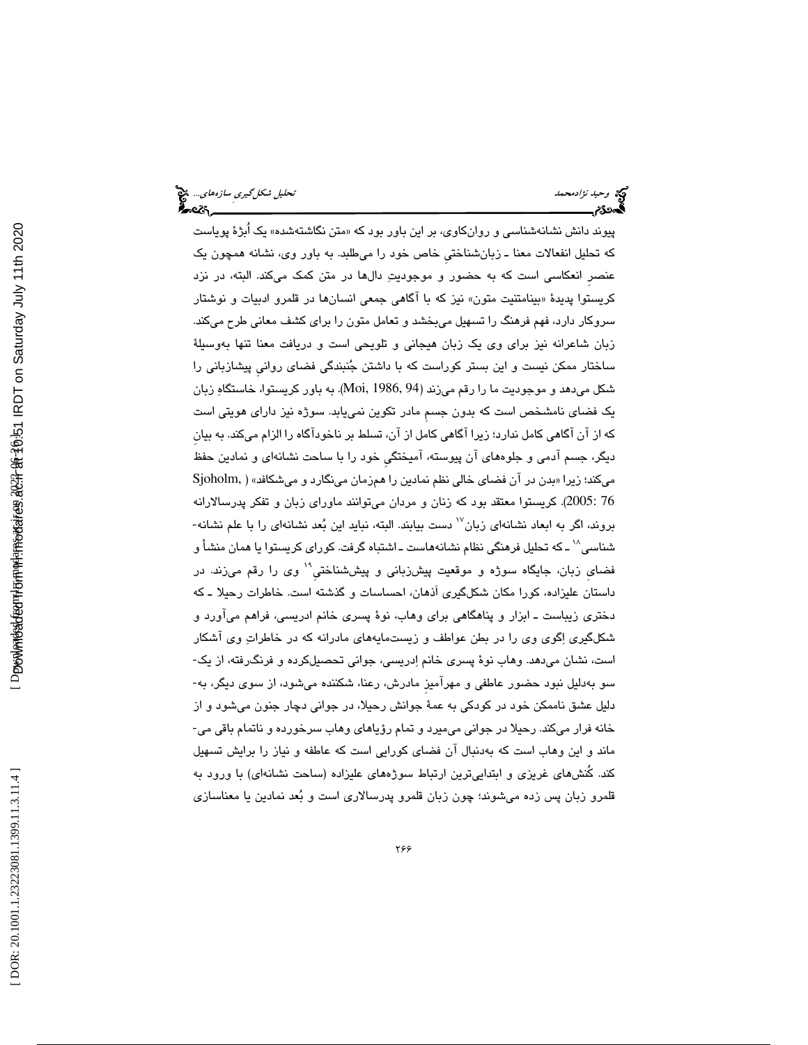پیوند دانش نشانه‌شناسی و روان‌کاوی، بر این باور بود که «متن نگاشته‌شده» یک اُبژهٔ پویاست که تحلیل انفعالات معنا ـ زبان‌شناختیِ خاص خود را می‌طلبد. به باور وی، نشانه همچون یک عنصرِ انعکاسی است که به حضور و موجودیتِ دال‌ها در متن کمک می‌کند. البته، در نزد کریستوا پدیدهٔ «بینامتنیت متون» نیز که با آگاهی جمعی انسان‌ها در قلمرو ادبیات و نوشتار سروکار دارد، فهم فرهنگ را تسهیل می‌بخشد و تعامل متون را برای کشف معانی طرح می‌کند. زبان شاعرانه نیز برای وی یک زبان هیجانی و تلویحی است و دریافت معنا تنها به‌وسیلهٔ ساختار ممکن نیست و این بستر کوراست که با داشتن جُنبندگی فضای روانیِ پیشازبانی را شکل می‌دهد و موجودیت ما را رقم می‌زند (Moi, 1986, 94). به باور کریستوا، خاستگاهِ زبان یک فضای نامشخص است که بدون جسمِ مادر تکوین نمی‌یابد. سوژه نیز دارای هویتی است که از آن آگاهی کامل ندارد؛ زیرا آگاهی کامل از آن، تسلط بر ناخودآگاه را الزام می‌کند. به بیانِ دیگر، جسم آدمی و جلوه‌های آن پیوسته، آمیختگیِ خود را با ساحت نشانه‌ای و نمادین حفظ می‌کند؛ زیرا «بدن در آن فضای خالی نظم نمادین را هم‌زمان می‌نگارد و می‌شکافد» (Sjoholm, 2005: 76). کریستوا معتقد بود که زنان و مردان می‌توانند ماورای زبان و تفکر پدرسالارانه بروند، اگر به ابعاد نشانه‌ای زبان[17] دست بیابند. البته، نباید این بُعد نشانه‌ای را با علم نشانه‌شناسی[18] ـ که تحلیل فرهنگی نظام نشانه‌هاست ـ اشتباه گرفت. کورای کریستوا یا همان منشأ و فضایِ زبان، جایگاه سوژه و موقعیت پیش‌زبانی و پیش‌شناختیِ[19] وی را رقم می‌زند. در داستان علیزاده، کورا مکان شکل‌گیری اذهان، احساسات و گذشته است. خاطرات رحیلا ـ که دختری زیباست ـ ابزار و پناهگاهی برای وهاب، نوهٔ پسری خانم ادریسی، فراهم می‌آورد و شکل‌گیری اِگوی وی را در بطن عواطف و زیست‌مایه‌های مادرانه که در خاطراتِ وی آشکار است، نشان می‌دهد. وهاب نوهٔ پسری خانم اِدریسی، جوانی تحصیل‌کرده و فرنگ‌رفته، از یک‌سو به‌دلیل نبود حضور عاطفی و مهرآمیزِ مادرش، رعنا، شکننده می‌شود، از سوی دیگر، به‌دلیل عشق ناممکن خود در کودکی به عمهٔ جوانش رحیلا، در جوانی دچار جنون می‌شود و از خانه فرار می‌کند. رحیلا در جوانی می‌میرد و تمام رؤیاهای وهاب سرخورده و ناتمام باقی می‌ماند و این وهاب است که به‌دنبال آن فضای کورایی است که عاطفه و نیاز را برایش تسهیل کند. کُنش‌های غریزی و ابتدایی‌ترین ارتباط سوژه‌های علیزاده (ساحت نشانه‌ای) با ورود به قلمرو زبان پس زده می‌شوند؛ چون زبان قلمرو پدرسالاری است و بُعد نمادین یا معناسازی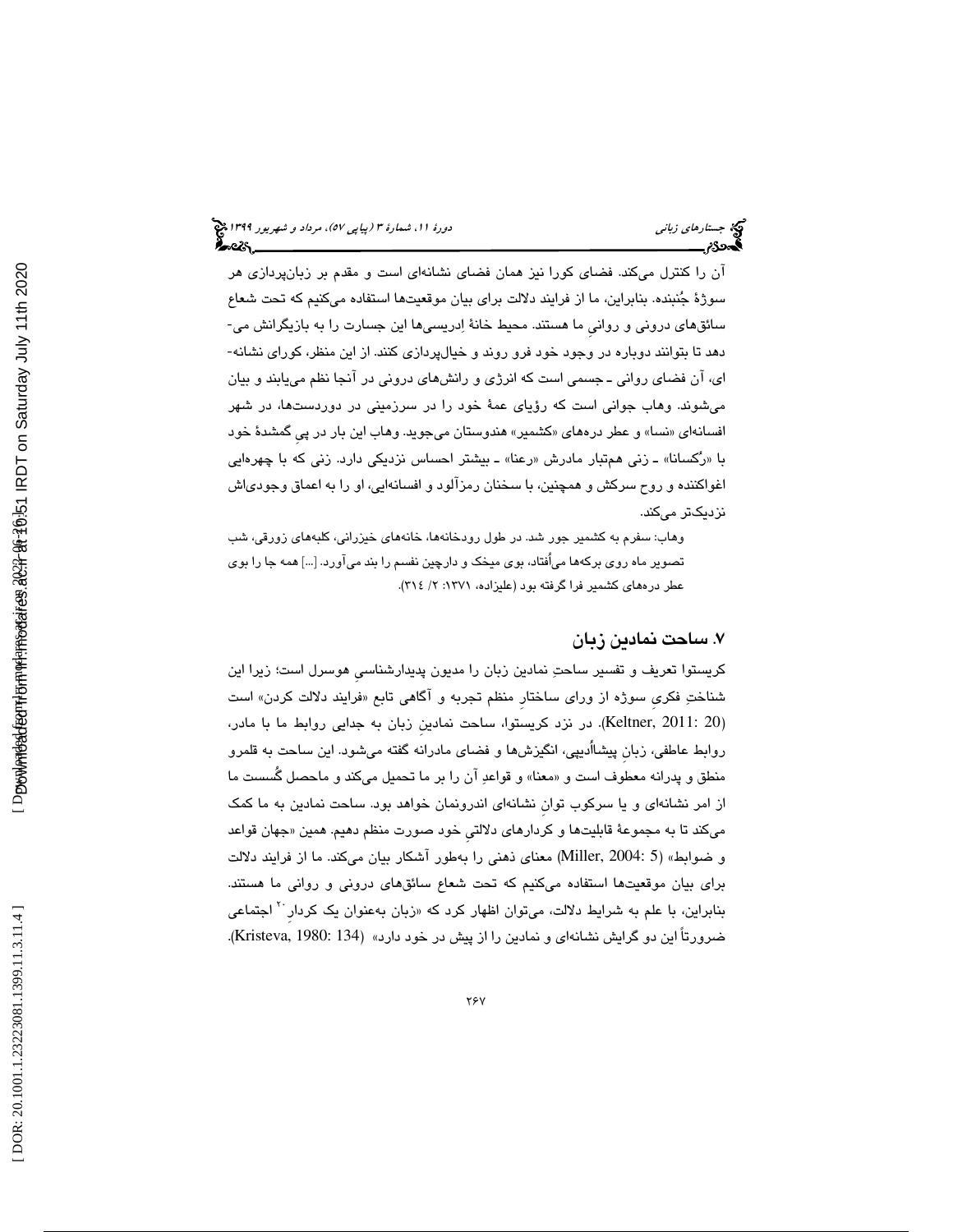آن را کنترل می‌کند. فضای کورا نیز همان فضای نشانه‌ای است و مقدم بر زبان‌پردازی هر سوژهٔ جُنبنده. بنابراین، ما از فرایند دلالت برای بیان موقعیت‌ها استفاده می‌کنیم که تحت شعاع سائق‌های درونی و روانیِ ما هستند. محیط خانهٔ اِدریسی‌ها این جسارت را به بازیگرانش می‌دهد تا بتوانند دوباره در وجود خود فرو روند و خیال‌پردازی کنند. از این منظر، کورای نشانه‌ای، آن فضای روانی ـ جسمی است که انرژی و رانش‌های درونی در آنجا نظم می‌یابند و بیان می‌شوند. وهاب جوانی است که رؤیای عمهٔ خود را در سرزمینی در دوردست‌ها، در شهر افسانه‌ای «نسا» و عطر دره‌های «کشمیر» هندوستان می‌جوید. وهاب این بار در پیِ گمشدهٔ خود با «رُکسانا» ـ زنی هم‌تبار مادرش «رعنا» ـ بیشتر احساس نزدیکی دارد. زنی که با چهره‌ایی اغواکننده و روح سرکش و همچنین، با سخنان رمزآلود و افسانه‌ایی، او را به اعماق وجودی‌اش نزدیک‌تر می‌کند.

> وهاب: سفرم به کشمیر جور شد. در طول رودخانه‌ها، خانه‌های خیزرانی، کلبه‌های زورقی، شب تصویر ماه روی برکه‌ها می‌اُفتاد، بوی میخک و دارچین نفسم را بند می‌آورد. [...] همه جا را بوی عطر دره‌های کشمیر فرا گرفته بود (علیزاده، ۱۳۷۱: ۲/ ۳۱۴).

## ۷. ساحت نمادین زبان

کریستوا تعریف و تفسیر ساحتِ نمادین زبان را مدیون پدیدارشناسیِ هوسرل است؛ زیرا این شناختِ فکریِ سوژه از ورای ساختارِ منظم تجربه و آگاهی تابع «فرایند دلالت کردن» است (Keltner, 2011: 20). در نزد کریستوا، ساحت نمادینِ زبان به جدایی روابط ما با مادر، روابط عاطفی، زبانِ پیشااُدیپی، انگیزش‌ها و فضای مادرانه گفته می‌شود. این ساحت به قلمرو منطق و پدرانه معطوف است و «معنا» و قواعدِ آن را بر ما تحمیل می‌کند و ماحصل گُسست ما از امر نشانه‌ای و یا سرکوب توانِ نشانه‌ای اندرونمان خواهد بود. ساحت نمادین به ما کمک می‌کند تا به مجموعهٔ قابلیت‌ها و کردارهای دلالتیِ خود صورت منظم دهیم. همین «جهان قواعد و ضوابط» (Miller, 2004: 5) معنای ذهنی را به‌طور آشکار بیان می‌کند. ما از فرایند دلالت برای بیان موقعیت‌ها استفاده می‌کنیم که تحت شعاع سائق‌های درونی و روانی ما هستند. بنابراین، با علم به شرایط دلالت، می‌توان اظهار کرد که «زبان به‌عنوان یک کردار[۲۰] اجتماعی ضرورتاً این دو گرایش نشانه‌ای و نمادین را از پیش در خود دارد» (Kristeva, 1980: 134).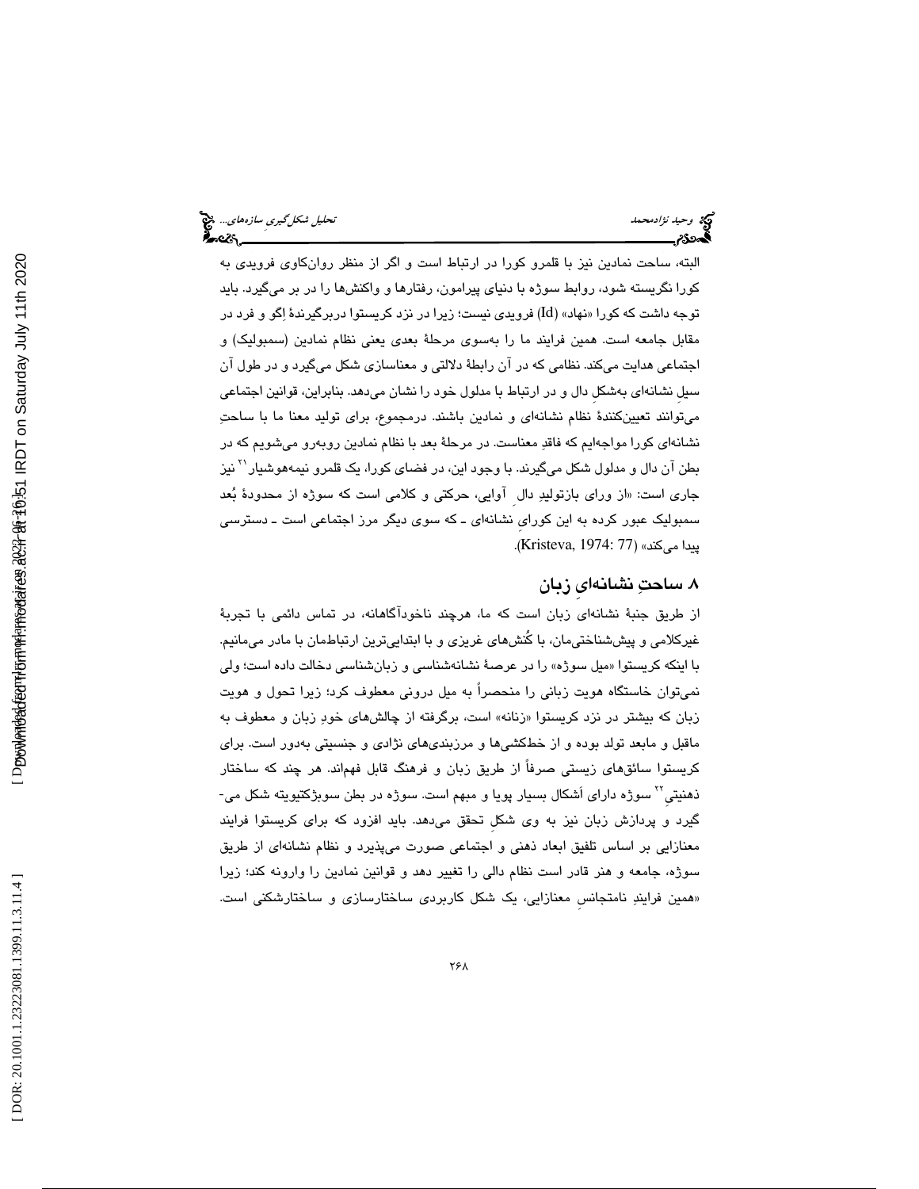البته، ساحت نمادین نیز با قلمرو کورا در ارتباط است و اگر از منظر روان‌کاوی فرویدی به کورا نگریسته شود، روابط سوژه با دنیای پیرامون، رفتارها و واکنش‌ها را در بر می‌گیرد. باید توجه داشت که کورا «نهاد» (Id) فرویدی نیست؛ زیرا در نزد کریستوا دربرگیرندهٔ اِگو و فرد در مقابل جامعه است. همین فرایند ما را به‌سوی مرحلهٔ بعدی یعنی نظام نمادین (سمبولیک) و اجتماعی هدایت می‌کند. نظامی که در آن رابطهٔ دلالتی و معناسازی شکل می‌گیرد و در طول آن سیلِ نشانه‌ای به‌شکلِ دال و در ارتباط با مدلول خود را نشان می‌دهد. بنابراین، قوانین اجتماعی می‌توانند تعیین‌کنندهٔ نظام نشانه‌ای و نمادین باشند. درمجموع، برای تولید معنا ما با ساحتِ نشانه‌ای کورا مواجه‌ایم که فاقدِ معناست. در مرحلهٔ بعد با نظام نمادین روبه‌رو می‌شویم که در بطن آن دال و مدلول شکل می‌گیرند. با وجود این، در فضای کورا، یک قلمرو نیمه‌هوشیار[21] نیز جاری است: «از ورای بازتولیدِ دالِ آوایی، حرکتی و کلامی است که سوژه از محدودهٔ بُعد سمبولیک عبور کرده به این کورای نشانه‌ای ـ که سوی دیگر مرز اجتماعی است ـ دسترسی پیدا می‌کند» (Kristeva, 1974: 77).

## ۸ ساحتِ نشانه‌ایِ زبان

از طریق جنبهٔ نشانه‌ای زبان است که ما، هرچند ناخودآگاهانه، در تماس دائمی با تجربهٔ غیرکلامی و پیش‌شناختی‌مان، با کُنش‌های غریزی و با ابتدایی‌ترین ارتباطمان با مادر می‌مانیم. با اینکه کریستوا «میل سوژه» را در عرصهٔ نشانه‌شناسی و زبان‌شناسی دخالت داده است؛ ولی نمی‌توان خاستگاه هویت زبانی را منحصراً به میل درونی معطوف کرد؛ زیرا تحول و هویت زبان که بیشتر در نزد کریستوا «زنانه» است، برگرفته از چالش‌های خودِ زبان و معطوف به ماقبل و مابعد تولد بوده و از خط‌کشی‌ها و مرزبندی‌های نژادی و جنسیتی به‌دور است. برای کریستوا سائق‌های زیستی صرفاً از طریق زبان و فرهنگ قابل فهم‌اند. هر چند که ساختار ذهنیتیِ[22] سوژه دارای اَشکال بسیار پویا و مبهم است. سوژه در بطن سوبژکتیویته شکل می‌گیرد و پردازش زبان نیز به وی شکلِ تحقق می‌دهد. باید افزود که برای کریستوا فرایند معنازایی بر اساس تلفیق ابعاد ذهنی و اجتماعی صورت می‌پذیرد و نظام نشانه‌ای از طریق سوژه، جامعه و هنر قادر است نظام دالی را تغییر دهد و قوانین نمادین را وارونه کند؛ زیرا «همین فرایندِ نامتجانسِ معنازایی، یک شکل کاربردی ساختارسازی و ساختارشکنی است.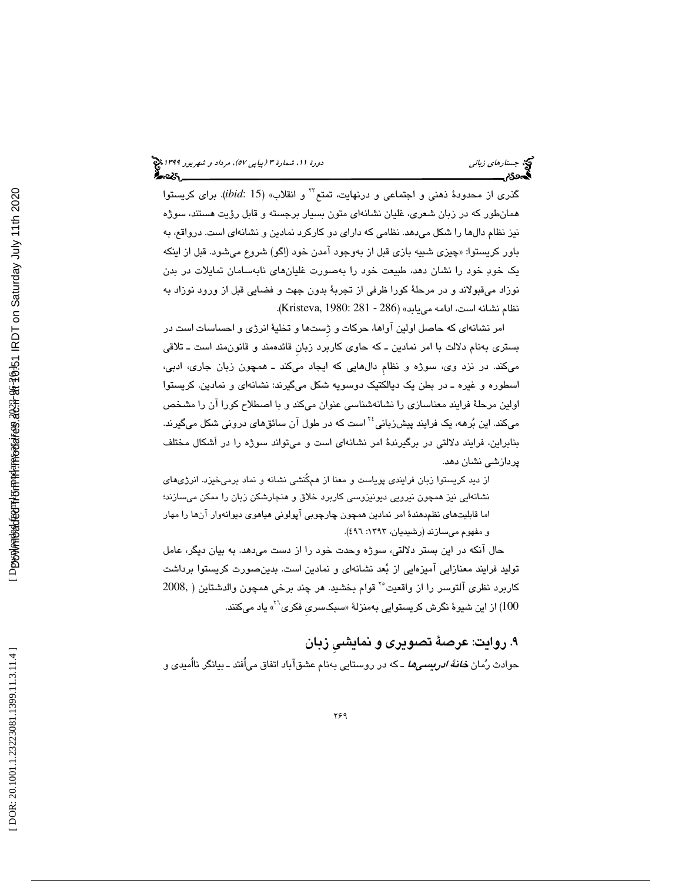گذری از محدودهٔ ذهنی و اجتماعی و درنهایت، تمتع[23] و انقلاب» (*ibid*: 15). برای کریستوا همان‌طور که در زبان شعری، غلیان نشانه‌ای متون بسیار برجسته و قابل رؤیت هستند، سوژه نیز نظام دال‌ها را شکل می‌دهد. نظامی که دارای دو کارکرد نمادین و نشانه‌ای است. درواقع، به باور کریستوا: «چیزی شبیه بازی قبل از به‌وجود آمدن خود (اِگو) شروع می‌شود. قبل از اینکه یک خودِ خود را نشان دهد، طبیعت خود را به‌صورت غلیان‌های نابه‌سامان تمایلات در بدن نوزاد می‌قبولاند و در مرحلهٔ کورا ظرفی از تجربهٔ بدون جهت و فضایی قبل از ورود نوزاد به نظام نشانه است، ادامه می‌یابد» (Kristeva, 1980: 281 - 286).

امر نشانه‌ای که حاصل اولین آواها، حرکات و ژست‌ها و تخلیهٔ انرژی و احساسات است در بستری به‌نام دلالت با امر نمادین ـ که حاوی کاربرد زبانِ قائده‌مند و قانون‌مند است ـ تلاقی می‌کند. در نزد وی، سوژه و نظامِ دال‌هایی که ایجاد می‌کند ـ همچون زبان جاری، ادبی، اسطوره و غیره ـ در بطن یک دیالکتیک دوسویه شکل می‌گیرند: نشانه‌ای و نمادین. کریستوا اولین مرحلهٔ فرایند معناسازی را نشانه‌شناسی عنوان می‌کند و با اصطلاح کورا آن را مشخص می‌کند. این بُرهه، یک فرایند پیش‌زبانی[24] است که در طول آن سائق‌های درونی شکل می‌گیرند. بنابراین، فرایند دلالتی در برگیرندهٔ امر نشانه‌ای است و می‌تواند سوژه را در اَشکال مختلف پردازشی نشان دهد.

> از دید کریستوا زبان فرایندی پویاست و معنا از هم‌کُنشی نشانه و نماد برمی‌خیزد. انرژی‌های نشانه‌ایی نیز همچون نیرویی دیونیزوسی کاربرد خلاق و هنجارشکن زبان را ممکن می‌سازند؛ اما قابلیت‌های نظم‌دهندهٔ امر نمادین همچون چارچوبی آپولونی هیاهوی دیوانه‌وار آن‌ها را مهار و مفهوم می‌سازند (رشیدیان، ۱۳۹۳: ٤٩٦).

حال آنکه در این بستر دلالتی، سوژه وحدت خود را از دست می‌دهد. به بیان دیگر، عامل تولید فرایند معنازایی آمیزه‌ایی از بُعد نشانه‌ای و نمادین است. بدین‌صورت کریستوا برداشت کاربرد نظری آلتوسر را از واقعیت[25] قوام بخشید. هر چند برخی همچون والدشتاین (2008, 100) از این شیوهٔ نگرش کریستوایی به‌منزلهٔ «سبکسریِ فکری[26]» یاد می‌کنند.

## ۹. روایت: عرصهٔ تصویری و نمایشیِ زبان

حوادث رُمان ***خانهٔ ادریسی‌ها*** ـ که در روستایی به‌نام عشق‌آباد اتفاق می‌اُفتد ـ بیانگر نااُمیدی و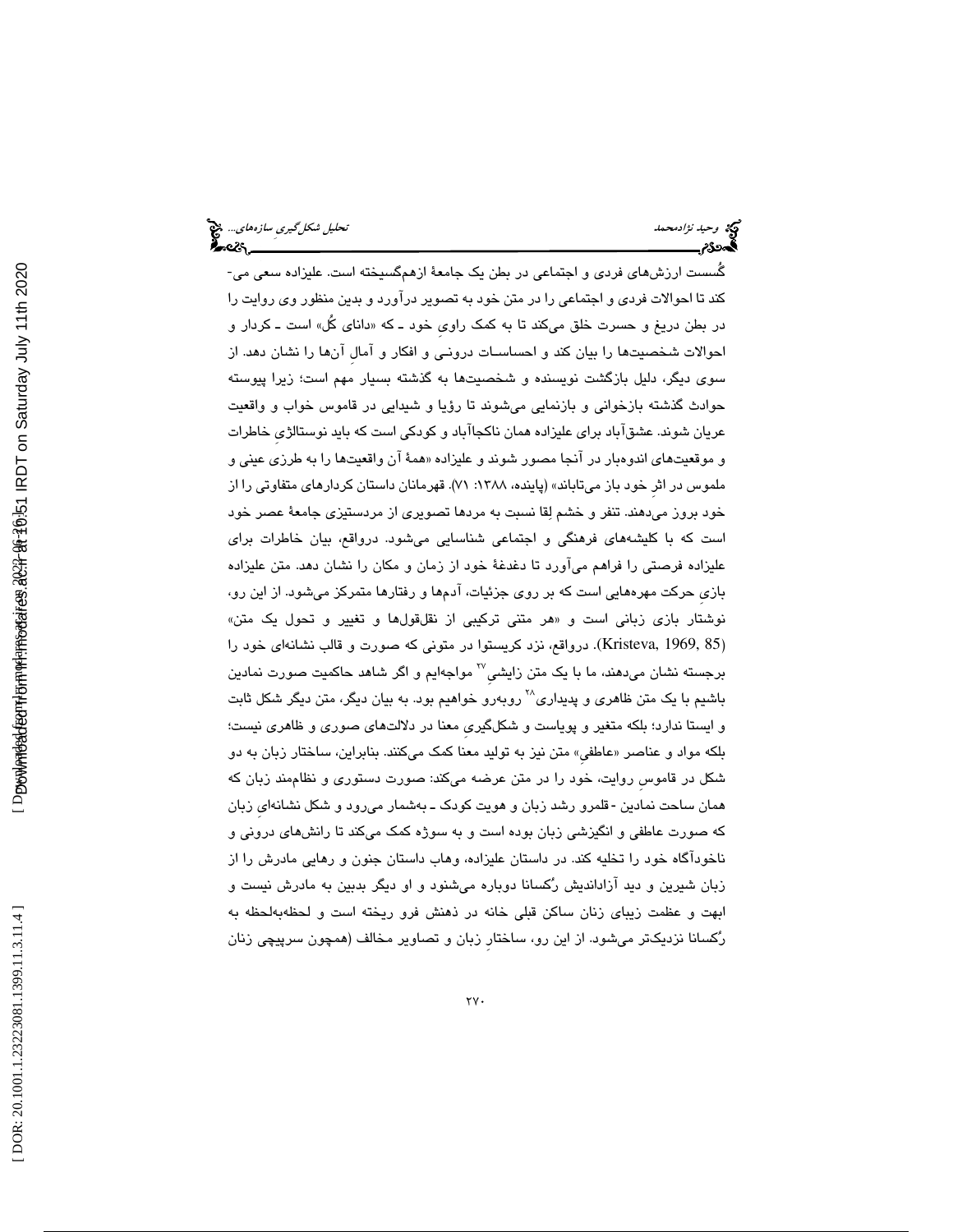گُسست ارزش‌های فردی و اجتماعی در بطن یک جامعهٔ ازهم‌گسیخته است. علیزاده سعی می‌کند تا احوالات فردی و اجتماعی را در متن خود به تصویر درآورد و بدین منظور وی روایت را در بطن دریغ و حسرت خلق می‌کند تا به کمک راویِ خود ـ که «دانای کُل» است ـ کردار و احوالات شخصیت‌ها را بیان کند و احساسات درونی و افکار و آمالِ آن‌ها را نشان دهد. از سوی دیگر، دلیل بازگشت نویسنده و شخصیت‌ها به گذشته بسیار مهم است؛ زیرا پیوسته حوادث گذشته بازخوانی و بازنمایی می‌شوند تا رؤیا و شیدایی در قاموس خواب و واقعیت عریان شوند. عشق‌آباد برای علیزاده همان ناکجاآباد و کودکی است که باید نوستالژیِ خاطرات و موقعیت‌های اندوه‌بار در آنجا مصور شوند و علیزاده «همهٔ آن واقعیت‌ها را به طرزی عینی و ملموس در اثرِ خود باز می‌تاباند» (پاینده، ۱۳۸۸: ۷۱). قهرمانان داستان کردارهای متفاوتی را از خود بروز می‌دهند. تنفر و خشم لِقا نسبت به مردها تصویری از مردستیزی جامعهٔ عصر خود است که با کلیشه‌های فرهنگی و اجتماعی شناسایی می‌شود. درواقع، بیان خاطرات برای علیزاده فرصتی را فراهم می‌آورد تا دغدغهٔ خود از زمان و مکان را نشان دهد. متن علیزاده بازیِ حرکت مهره‌هایی است که بر روی جزئیات، آدم‌ها و رفتارها متمرکز می‌شود. از این رو، نوشتار بازی زبانی است و «هر متنی ترکیبی از نقل‌قول‌ها و تغییر و تحول یک متن» (Kristeva, 1969, 85). درواقع، نزد کریستوا در متونی که صورت و قالب نشانه‌ای خود را برجسته نشان می‌دهند، ما با یک متن زایشی[27] مواجهه‌ایم و اگر شاهد حاکمیت صورت نمادین باشیم با یک متن ظاهری و پدیداری[28] روبه‌رو خواهیم بود. به بیان دیگر، متن دیگر شکل ثابت و ایستا ندارد؛ بلکه متغیر و پویاست و شکل‌گیریِ معنا در دلالت‌های صوری و ظاهری نیست؛ بلکه مواد و عناصر «عاطفیِ» متن نیز به تولید معنا کمک می‌کنند. بنابراین، ساختار زبان به دو شکل در قاموسِ روایت، خود را در متن عرضه می‌کند: صورت دستوری و نظام‌مند زبان که همان ساحت نمادین -قلمرو رشد زبان و هویت کودک ـ به‌شمار می‌رود و شکل نشانه‌ایِ زبان که صورت عاطفی و انگیزشی زبان بوده است و به سوژه کمک می‌کند تا رانش‌های درونی و ناخودآگاه خود را تخلیه کند. در داستان علیزاده، وهاب داستان جنون و رهایی مادرش را از زبان شیرین و دید آزاداندیش رُکسانا دوباره می‌شنود و او دیگر بدبین به مادرش نیست و ابهت و عظمت زیبای زنان ساکن قبلی خانه در ذهنش فرو ریخته است و لحظه‌به‌لحظه به رُکسانا نزدیک‌تر می‌شود. از این رو، ساختارِ زبان و تصاویر مخالف (همچون سرپیچی زنان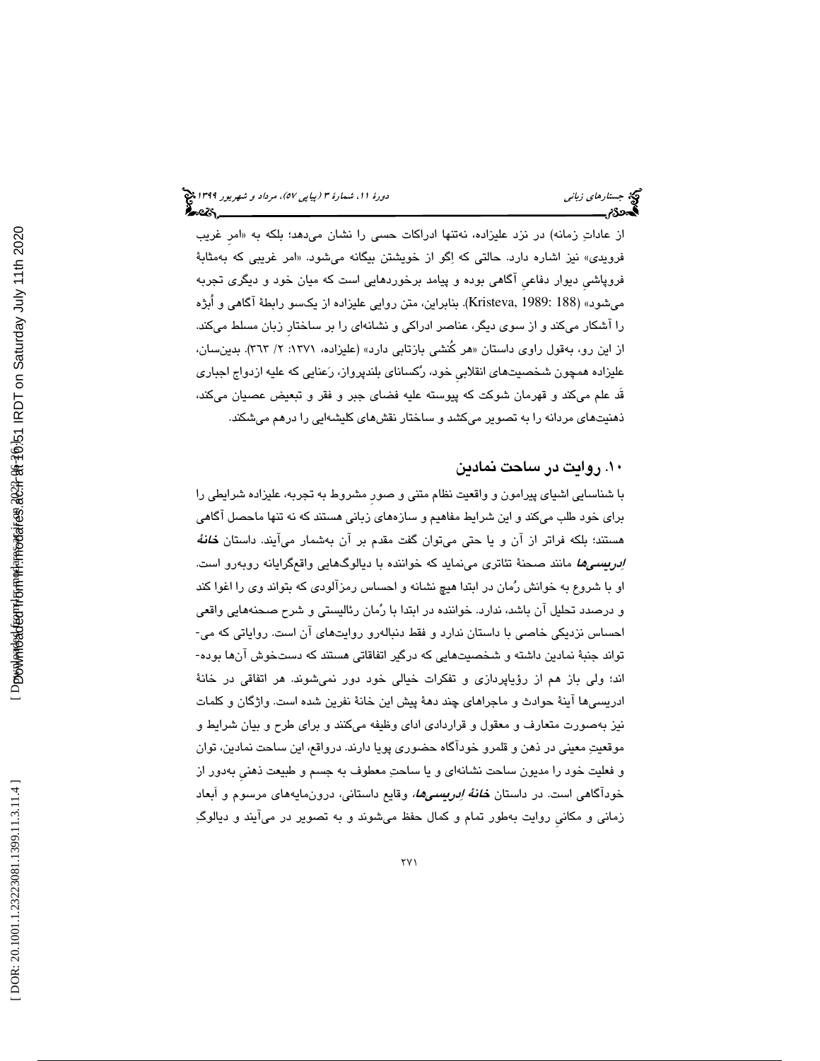از عاداتِ زمانه) در نزد علیزاده، نه‌تنها ادراکات حسی را نشان می‌دهد؛ بلکه به «امرِ غریب فرویدی» نیز اشاره دارد. حالتی که اِگو از خویشتن بیگانه می‌شود. «امر غریبی که به‌مثابهٔ فروپاشیِ دیوار دفاعیِ آگاهی بوده و پیامد برخوردهایی است که میان خود و دیگری تجربه می‌شود» (Kristeva, 1989: 188). بنابراین، متن روایی علیزاده از یکسو رابطهٔ آگاهی و اُبژه را آشکار می‌کند و از سوی دیگر، عناصر ادراکی و نشانه‌ای را بر ساختارِ زبان مسلط می‌کند. از این رو، به‌قول راوی داستان «هر کُنشی بازتابی دارد» (علیزاده، ۱۳۷۱: ۲/ ۳۶۳). بدین‌سان، علیزاده همچون شخصیت‌های انقلابیِ خود، رُکسانای بلندپرواز، رَعنایی که علیه ازدواج اجباری قَد علم می‌کند و قهرمان شوکت که پیوسته علیه فضای جبر و فقر و تبعیض عصیان می‌کند، ذهنیت‌های مردانه را به تصویر می‌کشد و ساختار نقش‌های کلیشه‌ایی را درهم می‌شکند.

## ۱۰. روایت در ساحت نمادین

با شناسایی اشیای پیرامون و واقعیت نظام متنی و صورِ مشروط به تجربه، علیزاده شرایطی را برای خود طلب می‌کند و این شرایط مفاهیم و سازه‌های زبانی هستند که نه تنها ماحصل آگاهی هستند؛ بلکه فراتر از آن و یا حتی می‌توان گفت مقدم بر آن به‌شمار می‌آیند. داستان ***خانهٔ اِدریسی‌ها*** مانند صحنهٔ تئاتری می‌نماید که خواننده با دیالوگ‌هایی واقع‌گرایانه روبه‌رو است. او با شروع به خوانش رُمان در ابتدا هیچ نشانه و احساس رمزآلودی که بتواند وی را اغوا کند و درصدد تحلیل آن باشد، ندارد. خواننده در ابتدا با رُمان رئالیستی و شرح صحنه‌هایی واقعی احساس نزدیکی خاصی با داستان ندارد و فقط دنباله‌رو روایت‌های آن است. روایاتی که می‌تواند جنبهٔ نمادین داشته و شخصیت‌هایی که درگیر اتفاقاتی هستند که دست‌خوش آن‌ها بوده‌اند؛ ولی باز هم از رؤیاپردازی و تفکرات خیالی خود دور نمی‌شوند. هر اتفاقی در خانهٔ ادریسی‌ها آینهٔ حوادث و ماجراهای چند دههٔ پیش این خانهٔ نفرین شده است. واژگان و کلمات نیز به‌صورت متعارف و معقول و قراردادی ادای وظیفه می‌کنند و برای طرح و بیان شرایط و موقعیتِ معینی در ذهن و قلمرو خودآگاه حضوری پویا دارند. درواقع، این ساحت نمادین، توان و فعلیت خود را مدیون ساحت نشانه‌ای و یا ساحتِ معطوف به جسم و طبیعت ذهنیِ به‌دور از خودآگاهی است. در داستان ***خانهٔ اِدریسی‌ها***، وقایع داستانی، درون‌مایه‌های مرسوم و اَبعاد زمانی و مکانیِ روایت به‌طور تمام و کمال حفظ می‌شوند و به تصویر در می‌آیند و دیالوگِ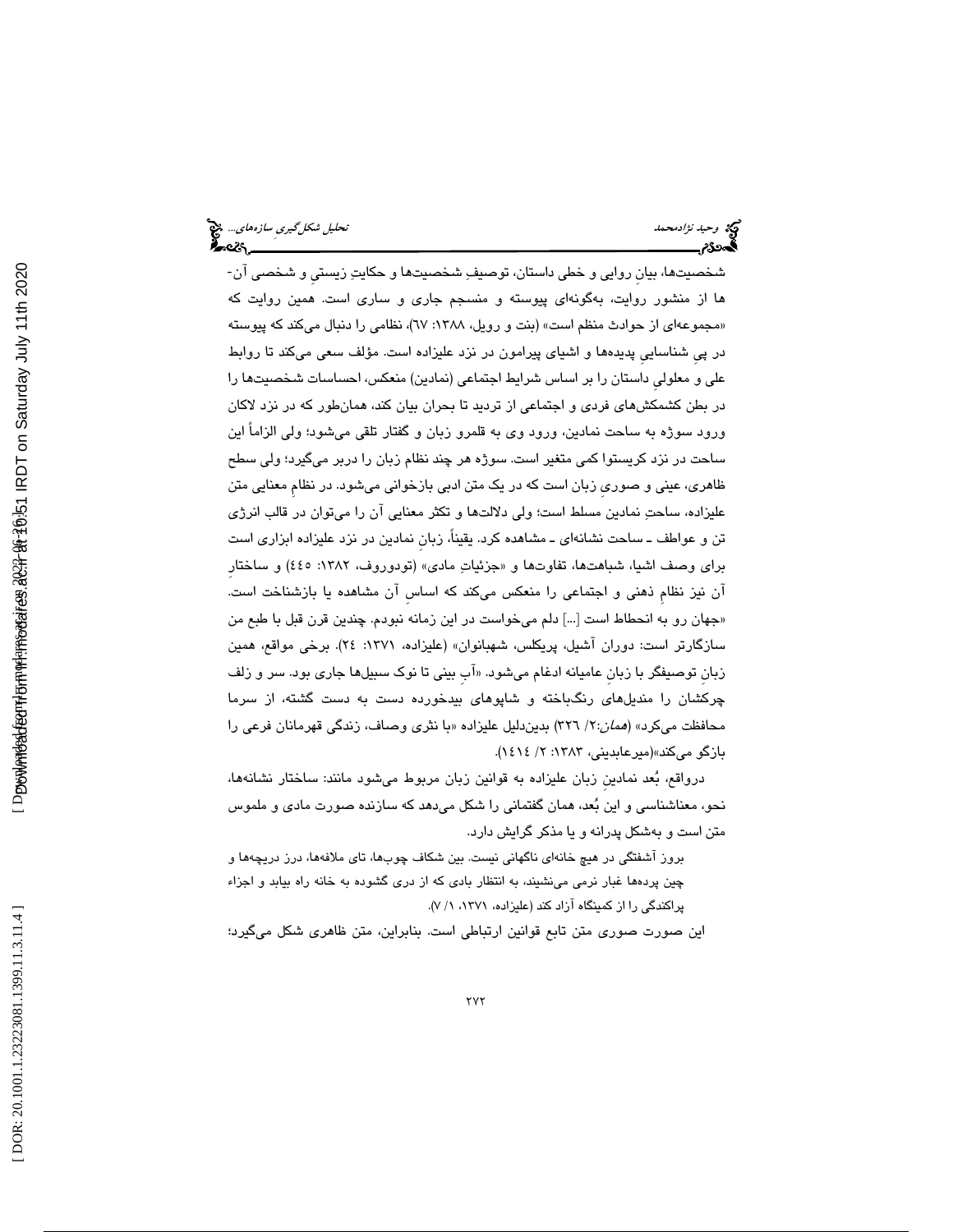شخصیت‌ها، بیانِ روایی و خطی داستان، توصیفِ شخصیت‌ها و حکایتِ زیستی و شخصی آن-ها از منشور روایت، به‌گونه‌ای پیوسته و منسجم جاری و ساری است. همین روایت که «مجموعه‌ای از حوادث منظم است» (بنت و رویل، ۱۳۸۸: ٦٧)، نظامی را دنبال می‌کند که پیوسته در پیِ شناساییِ پدیده‌ها و اشیای پیرامون در نزد علیزاده است. مؤلف سعی می‌کند تا روابط علی و معلولیِ داستان را بر اساس شرایط اجتماعی (نمادین) منعکس، احساسات شخصیت‌ها را در بطن کشمکش‌های فردی و اجتماعی از تردید تا بحران بیان کند، همان‌طور که در نزد لاکان ورود سوژه به ساحت نمادین، ورود وی به قلمرو زبان و گفتار تلقی می‌شود؛ ولی الزاماً این ساحت در نزد کریستوا کمی متغیر است. سوژه هر چند نظام زبان را دربر می‌گیرد؛ ولی سطح ظاهری، عینی و صوریِ زبان است که در یک متن ادبی بازخوانی می‌شود. در نظامِ معنایی متن علیزاده، ساحتِ نمادین مسلط است؛ ولی دلالت‌ها و تکثر معنایی آن را می‌توان در قالب انرژی تن و عواطف ـ ساحت نشانه‌ای ـ مشاهده کرد. یقیناً، زبانِ نمادین در نزد علیزاده ابزاری است برای وصف اشیا، شباهت‌ها، تفاوت‌ها و «جزئیاتِ مادی» (تودوروف، ۱۳۸۲: ٤٤٥) و ساختارِ آن نیز نظامِ ذهنی و اجتماعی را منعکس می‌کند که اساسِ آن مشاهده یا بازشناخت است. «جهان رو به انحطاط است [...] دلم می‌خواست در این زمانه نبودم. چندین قرن قبل با طبع من سازگارتر است: دوران آشیل، پریکلس، شهبانوان» (علیزاده، ۱۳۷۱: ٢٤). برخی مواقع، همین زبانِ توصیفگر با زبانِ عامیانه ادغام می‌شود. «آبِ بینی تا نوک سبیل‌ها جاری بود. سر و زلف چرکشان را مندیل‌های رنگ‌باخته و شاپوهای بیدخورده دست به دست گشته، از سرما محافظت می‌کرد» (*همان*:۲/ ۳۲٦) بدین‌دلیل علیزاده «با نثری وصاف، زندگی قهرمانان فرعی را بازگو می‌کند»(میرعابدینی، ۱۳۸۳: ۲/ ۱٤۱٤).

درواقع، بُعد نمادینِ زبان علیزاده به قوانین زبان مربوط می‌شود مانند: ساختار نشانه‌ها، نحو، معناشناسی و این بُعد، همان گفتمانی را شکل می‌دهد که سازنده صورت مادی و ملموس متن است و به‌شکل پدرانه و یا مذکر گرایش دارد.

بروز آشفتگی در هیچ خانه‌ای ناگهانی نیست. بین شکاف چوب‌ها، تای ملافه‌ها، درز دریچه‌ها و چینِ پرده‌ها غبار نرمی می‌نشیند، به انتظار بادی که از دری گشوده به خانه راه بیابد و اجزاء پراکندگی را از کمینگاه آزاد کند (علیزاده، ۱۳۷۱، ۱/ ۷).

این صورت صوری متن تابع قوانین ارتباطی است. بنابراین، متن ظاهری شکل می‌گیرد؛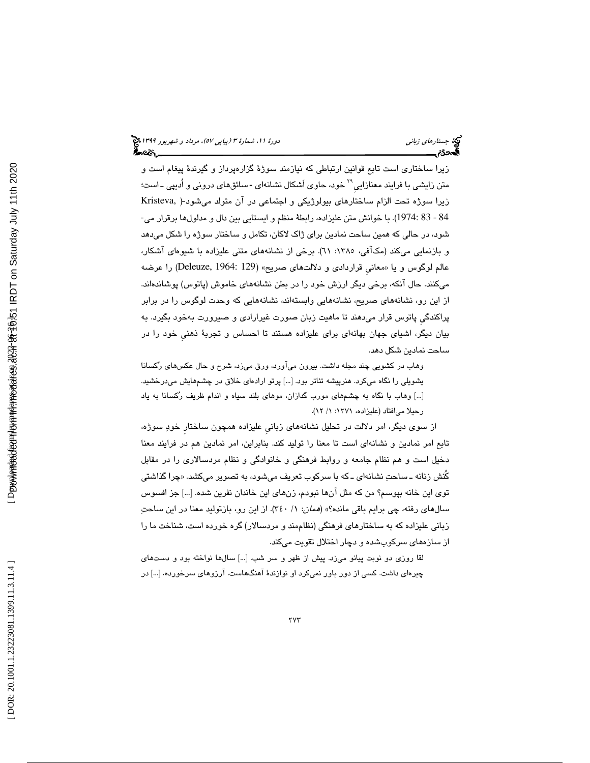زیرا ساختاری است تابع قوانین ارتباطی که نیازمند سوژهٔ گزاره‌پرداز و گیرندهٔ پیغام است و متن زایشی با فرایند معنازایی[۲۹] خود، حاوی اشکال نشانه‌ای - سائق‌های درونی و اُدیپی ـ است؛ زیرا سوژه تحت الزام ساختارهای بیولوژیکی و اجتماعی در آن متولد می‌شود(Kristeva, 1974: 83 - 84). با خوانش متن علیزاده، رابطهٔ منظم و ایستایی بین دال و مدلول‌ها برقرار می‌شود، در حالی که همین ساحت نمادین برای ژاک لاکان، تکامل و ساختار سوژه را شکل می‌دهد و بازنمایی می‌کند (مک‌آفی، ۱۳۸۵: ٦١). برخی از نشانه‌های متنی علیزاده با شیوه‌ای آشکار، عالم لوگوس و یا «معانیِ قراردادی و دلالت‌های صریح» (Deleuze, 1964: 129) را عرضه می‌کنند. حال آنکه، برخی دیگر ارزش خود را در بطن نشانه‌های خاموش (پاتوس) پوشانده‌اند. از این رو، نشانه‌های صریح، نشانه‌هایی وابسته‌اند، نشانه‌هایی که وحدت لوگوس را در برابر پراکندگیِ پاتوس قرار می‌دهند تا ماهیت زبان صورت غیرارادی و صیرورت به‌خود بگیرد. به بیان دیگر، اشیای جهان بهانه‌ای برای علیزاده هستند تا احساس و تجربهٔ ذهنیِ خود را در ساحت نمادین شکل دهد.

> وهاب در کشویی چند مجله داشت. بیرون می‌آورد، ورق می‌زد، شرح و حال عکس‌های رُکسانا یشویلی را نگاه می‌کرد. هنرپیشه تئاتر بود. [...] پرتو اراده‌ای خلاق در چشم‌هایش می‌درخشید. [...] وهاب با نگاه به چشم‌های مورب گدازان، موهای بلند سیاه و اندام ظریف رُکسانا به یاد رحیلا می‌افتاد (علیزاده، ۱۳۷۱: ۱/ ۱۲).

از سوی دیگر، امر دلالت در تحلیل نشانه‌های زبانیِ علیزاده همچون ساختارِ خودِ سوژه، تابع امر نمادین و نشانه‌ای است تا معنا را تولید کند. بنابراین، امر نمادین هم در فرایند معنا دخیل است و هم نظام جامعه و روابط فرهنگی و خانوادگی و نظام مردسالاری را در مقابل کُنش زنانه ـ ساحتِ نشانه‌ای ـ که با سرکوب تعریف می‌شود، به تصویر می‌کشد. «چرا گذاشتی توی این خانه بپوسم؟ من که مثل آن‌ها نبودم، زن‌های این خاندان نفرین شده. [...] جز افسوس سال‌های رفته، چی برایم باقی مانده؟» (*همان*: ۱/ ٣٤٠). از این رو، بازتولید معنا در این ساحتِ زبانی علیزاده که به ساختارهای فرهنگی (نظام‌مند و مردسالار) گره خورده است، شناخت ما را از سازه‌های سرکوب‌شده و دچار اختلال تقویت می‌کند.

> لقا روزی دو نوبت پیانو می‌زد. پیش از ظهر و سر شب. [...] سال‌ها نواخته بود و دست‌های چیره‌ای داشت. کسی از دور باور نمی‌کرد او نوازندهٔ آهنگ‌هاست. آرزوهای سرخورده، [...] در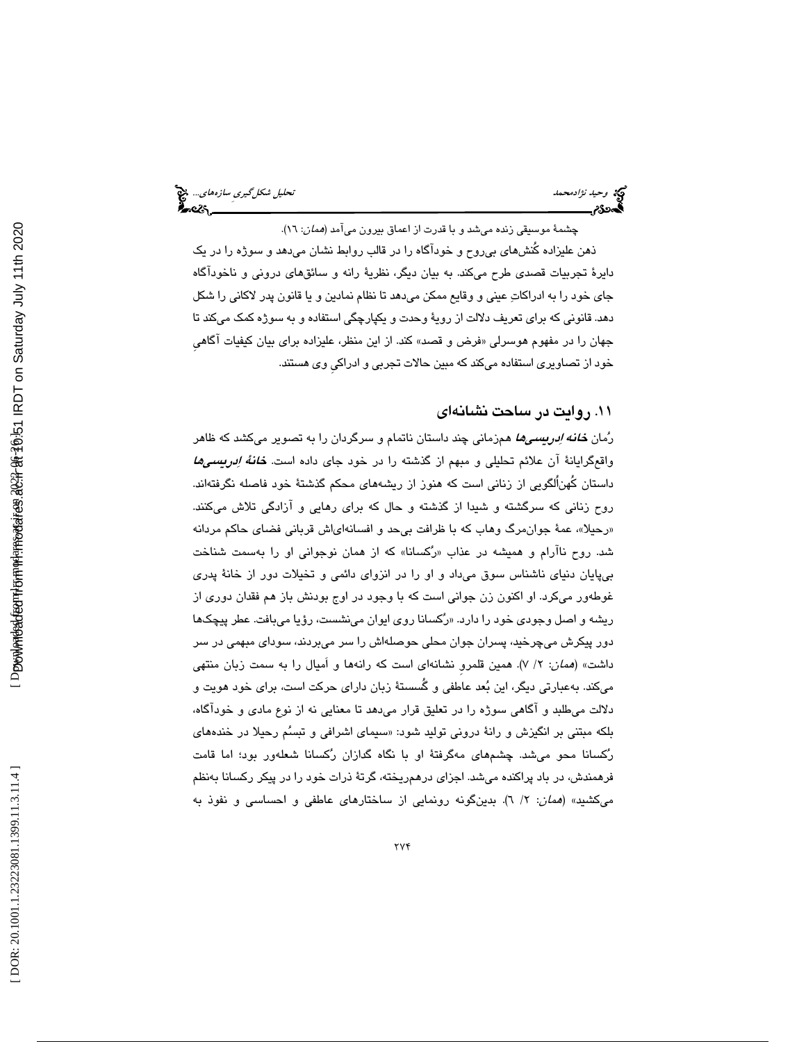چشمهٔ موسیقی زنده می‌شد و با قدرت از اعماق بیرون می‌آمد (*همان*: ١٦).

ذهن علیزاده کُنش‌های بی‌روح و خودآگاه را در قالب روابط نشان می‌دهد و سوژه را در یک دایرهٔ تجربیات قصدی طرح می‌کند. به بیان دیگر، نظریهٔ رانه و سائق‌های درونی و ناخودآگاه جای خود را به ادراکاتِ عینی و وقایع ممکن می‌دهد تا نظام نمادین و یا قانون پدر لاکانی را شکل دهد. قانونی که برای تعریف دلالت از رویهٔ وحدت و یکپارچگی استفاده و به سوژه کمک می‌کند تا جهان را در مفهوم هوسرلی «فرض و قصد» کند. از این منظر، علیزاده برای بیان کیفیات آگاهیِ خود از تصاویری استفاده می‌کند که مبین حالات تجربی و ادراکیِ وی هستند.

## ١١. روایت در ساحت نشانه‌ای

رُمان ***خانه اِدریسی‌ها*** همزمانی چند داستان ناتمام و سرگردان را به تصویر می‌کشد که ظاهر واقع‌گرایانهٔ آن علائم تحلیلی و مبهم از گذشته را در خود جای داده است. ***خانهٔ اِدریسی‌ها*** داستان کُهن‌اُلگویی از زنانی است که هنوز از ریشه‌های محکم گذشتهٔ خود فاصله نگرفته‌اند. روح زنانی که سرگشته و شیدا از گذشته و حال که برای رهایی و آزادگی تلاش می‌کنند. «رحیلا»، عمهٔ جوان‌مرگ وهاب که با ظرافت بی‌حد و افسانه‌ای‌اش قربانی فضای حاکم مردانه شد. روح ناآرام و همیشه در عذاب «رُکسانا» که از همان نوجوانی او را به‌سمت شناخت بی‌پایان دنیای ناشناس سوق می‌داد و او را در انزوای دائمی و تخیلات دور از خانهٔ پدری غوطه‌ور می‌کرد. او اکنون زن جوانی است که با وجود در اوج بودنش باز هم فقدان دوری از ریشه و اصل وجودی خود را دارد. «رُکسانا روی ایوان می‌نشست، رؤیا می‌بافت. عطر پیچک‌ها دور پیکرش می‌چرخید، پسران جوان محلی حوصله‌اش را سر می‌بردند، سودای مبهمی در سر داشت» (*همان*: ٢/ ٧). همین قلمروِ نشانه‌ای است که رانه‌ها و اَمیال را به سمت زبان منتهی می‌کند. به‌عبارتی دیگر، این بُعد عاطفی و گُسستهٔ زبان دارای حرکت است، برای خود هویت و دلالت می‌طلبد و آگاهی سوژه را در تعلیق قرار می‌دهد تا معنایی نه از نوع مادی و خودآگاه، بلکه مبتنی بر انگیزش و رانهٔ درونی تولید شود: «سیمای اشرافی و تبسُم رحیلا در خنده‌های رُکسانا محو می‌شد. چشم‌های مه‌گرفتهٔ او با نگاه گدازان رُکسانا شعله‌ور بود؛ اما قامت فرهمندش، در باد پراکنده می‌شد. اجزای درهم‌ریخته، گرتهٔ ذرات خود را در پیکر رکسانا به‌نظم می‌کشید» (*همان*: ٢/ ٦). بدین‌گونه رونمایی از ساختارهای عاطفی و احساسی و نفوذ به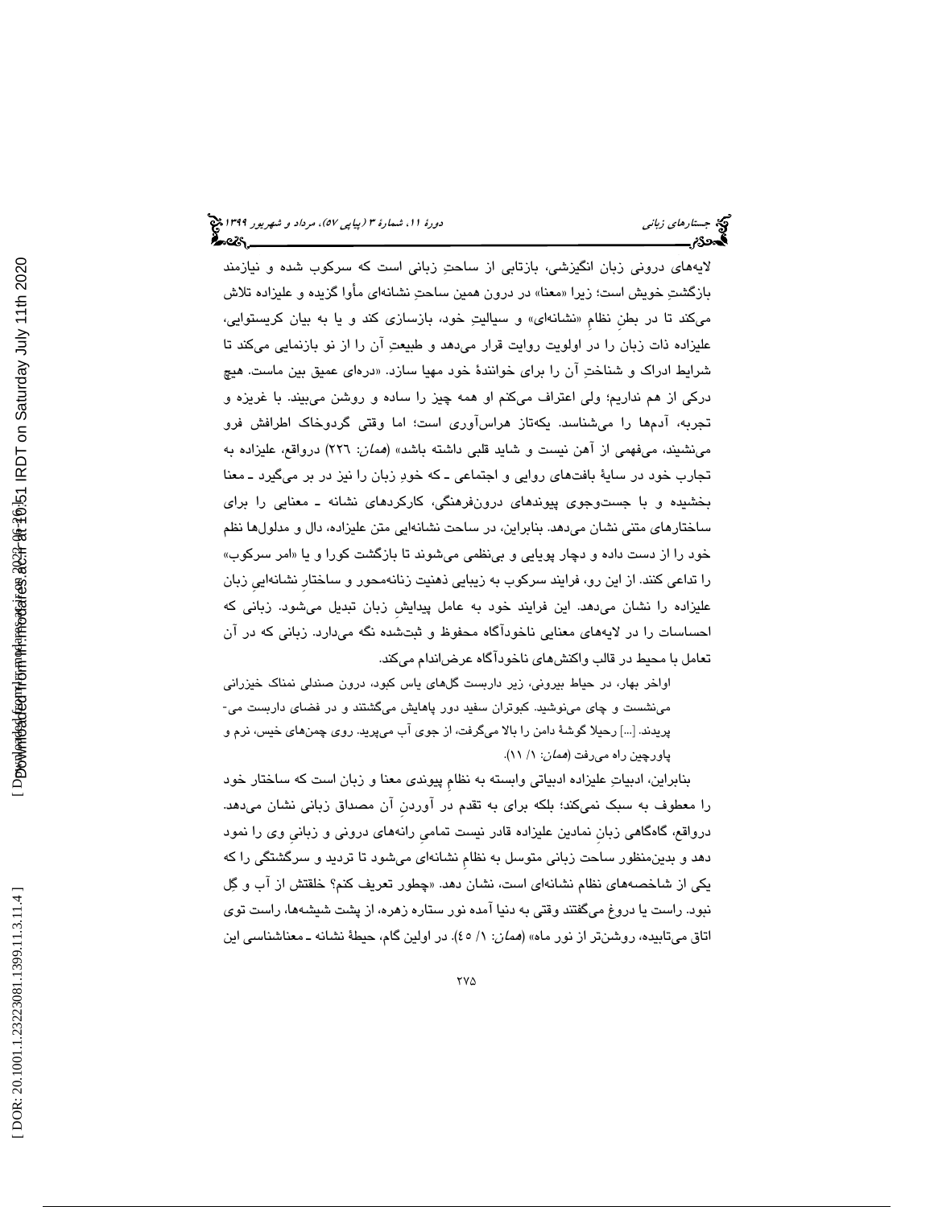لایه‌های درونی زبان انگیزشی، بازتابی از ساحتِ زبانی است که سرکوب شده و نیازمند بازگشتِ خویش است؛ زیرا «معنا» در درونِ همین ساحتِ نشانه‌ای مأوا گزیده و علیزاده تلاش می‌کند تا در بطنِ نظامِ «نشانه‌ای» و سیالیتِ خود، بازسازی کند و یا به بیان کریستوایی، علیزاده ذات زبان را در اولویت روایت قرار می‌دهد و طبیعتِ آن را از نو بازنمایی می‌کند تا شرایط ادراک و شناختِ آن را برای خوانندهٔ خود مهیا سازد. «دره‌ای عمیق بین ماست. هیچ درکی از هم نداریم؛ ولی اعتراف می‌کنم او همه چیز را ساده و روشن می‌بیند. با غریزه و تجربه، آدم‌ها را می‌شناسد. یکه‌تاز هراس‌آوری است؛ اما وقتی گردوخاک اطرافش فرو می‌نشیند، می‌فهمی از آهن نیست و شاید قلبی داشته باشد» (*همان*: ۲۲۶) درواقع، علیزاده به تجارب خود در سایهٔ بافت‌های روایی و اجتماعی ـ که خودِ زبان را نیز در بر می‌گیرد ـ معنا بخشیده و با جست‌وجوی پیوندهای درون‌فرهنگی، کارکردهای نشانه ـ معنایی را برای ساختارهای متنی نشان می‌دهد. بنابراین، در ساحت نشانه‌ایی متن علیزاده، دال و مدلول‌ها نظم خود را از دست داده و دچار پویایی و بی‌نظمی می‌شوند تا بازگشت کورا و یا «امر سرکوب» را تداعی کنند. از این رو، فرایند سرکوب به زیبایی ذهنیت زنانه‌محور و ساختارِ نشانه‌ایِ زبان علیزاده را نشان می‌دهد. این فرایند خود به عامل پیدایشِ زبان تبدیل می‌شود. زبانی که احساسات را در لایه‌های معنایی ناخودآگاه محفوظ و ثبت‌شده نگه می‌دارد. زبانی که در آن تعامل با محیط در قالب واکنش‌های ناخودآگاه عرض‌اندام می‌کند.

> اواخر بهار، در حیاط بیرونی، زیر داربست گل‌های یاس کبود، درون صندلی نمناک خیزرانی می‌نشست و چای می‌نوشید. کبوتران سفید دور پاهایش می‌گشتند و در فضای داربست می‌پریدند. [...] رحیلا گوشهٔ دامن را بالا می‌گرفت، از جوی آب می‌پرید. روی چمن‌های خیس، نرم و پاورچین راه می‌رفت (*همان*: ۱/ ۱۱).

بنابراین، ادبیاتِ علیزاده ادبیاتی وابسته به نظامِ پیوندی معنا و زبان است که ساختار خود را معطوف به سبک نمی‌کند؛ بلکه برای به تقدم در آوردنِ آن مصداق زبانی نشان می‌دهد. درواقع، گاه‌گاهی زبانِ نمادین علیزاده قادر نیست تمامیِ رانه‌های درونی و زبانیِ وی را نمود دهد و بدین‌منظور ساحت زبانی متوسل به نظامِ نشانه‌ای می‌شود تا تردید و سرگشتگی را که یکی از شاخصه‌های نظام نشانه‌ای است، نشان دهد. «چطور تعریف کنم؟ خلقتش از آب و گِل نبود. راست یا دروغ می‌گفتند وقتی به دنیا آمده نور ستاره زهره، از پشت شیشه‌ها، راست توی اتاق می‌تابیده، روشن‌تر از نور ماه» (*همان*: ۱/ ٤٥). در اولین گام، حیطهٔ نشانه ـ معناشناسی این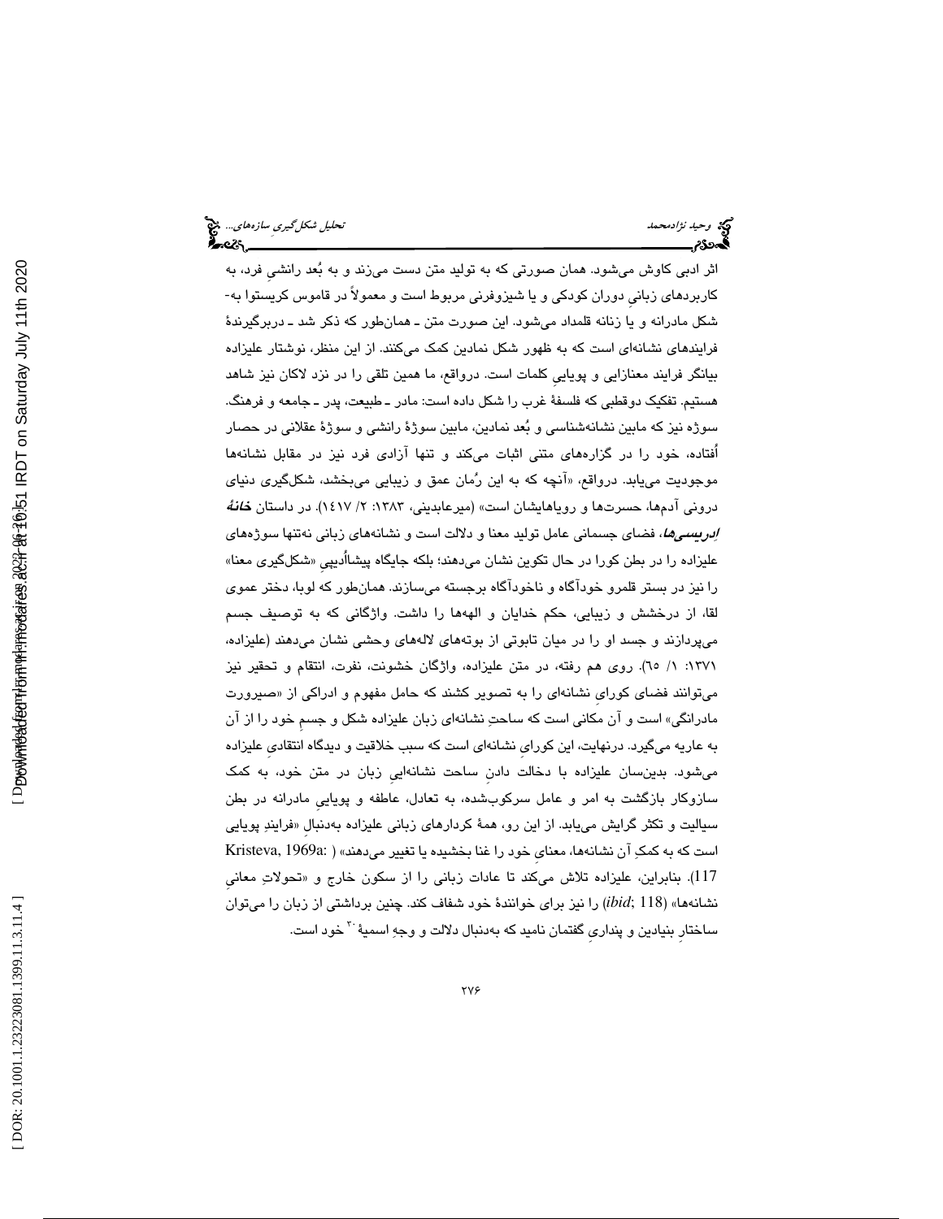اثر ادبی کاوش می‌شود. همان صورتی که به تولید متن دست می‌زند و به بُعد رانشیِ فرد، به کاربردهای زبانیِ دوران کودکی و یا شیزوفرنی مربوط است و معمولاً در قاموس کریستوا به‌شکل مادرانه و یا زنانه قلمداد می‌شود. این صورت متن ـ همان‌طور که ذکر شد ـ دربرگیرندهٔ فرایندهای نشانه‌ای است که به ظهور شکل نمادین کمک می‌کنند. از این منظر، نوشتار علیزاده بیانگر فرایند معنازایی و پویاییِ کلمات است. درواقع، ما همین تلقی را در نزد لاکان نیز شاهد هستیم. تفکیک دوقطبی که فلسفهٔ غرب را شکل داده است: مادر ـ طبیعت، پدر ـ جامعه و فرهنگ. سوژه نیز که مابین نشانه‌شناسی و بُعد نمادین، مابین سوژهٔ رانشی و سوژهٔ عقلانی در حصار اُفتاده، خود را در گزاره‌های متنی اثبات می‌کند و تنها آزادی فرد نیز در مقابل نشانه‌ها موجودیت می‌یابد. درواقع، «آنچه که به این رُمان عمق و زیبایی می‌بخشد، شکل‌گیری دنیای درونی آدم‌ها، حسرت‌ها و رویاهایشان است» (میرعابدینی، ۱۳۸۳: ۲/ ۱۴۱۷). در داستان ***خانهٔ اِدریسی‌ها***، فضای جسمانی عامل تولید معنا و دلالت است و نشانه‌های زبانی نه‌تنها سوژه‌های علیزاده را در بطن کورا در حال تکوین نشان می‌دهند؛ بلکه جایگاه پیشااُدیپیِ «شکل‌گیری معنا» را نیز در بستر قلمرو خودآگاه و ناخودآگاه برجسته می‌سازند. همان‌طور که لوبا، دختر عموی لقا، از درخشش و زیبایی، حکم خدایان و الهه‌ها را داشت. واژگانی که به توصیف جسم می‌پردازند و جسد او را در میان تابوتی از بوته‌های لاله‌های وحشی نشان می‌دهند (علیزاده، ۱۳۷۱: ۱/ ۶۵). روی هم رفته، در متن علیزاده، واژگان خشونت، نفرت، انتقام و تحقیر نیز می‌توانند فضای کوراییِ نشانه‌ای را به تصویر کشند که حامل مفهوم و ادراکی از «صیرورت مادرانگی» است و آن مکانی است که ساحتِ نشانه‌ای زبان علیزاده شکل و جسمِ خود را از آن به عاریه می‌گیرد. درنهایت، این کوراییِ نشانه‌ای است که سبب خلاقیت و دیدگاه انتقادیِ علیزاده می‌شود. بدین‌سان علیزاده با دخالت دادنِ ساحت نشانه‌ایِ زبان در متن خود، به کمک سازوکار بازگشت به امر و عامل سرکوب‌شده، به تعادل، عاطفه و پوییاییِ مادرانه در بطن سیالیت و تکثر گرایش می‌یابد. از این رو، همهٔ کردارهای زبانی علیزاده به‌دنبالِ «فرایندِ پویایی است که به کمکِ آن نشانه‌ها، معنایِ خود را غنا بخشیده یا تغییر می‌دهند» (Kristeva, 1969a: 117). بنابراین، علیزاده تلاش می‌کند تا عادات زبانی را از سکون خارج و «تحولاتِ معانیِ نشانه‌ها» (*ibid*; 118) را نیز برای خوانندهٔ خود شفاف کند. چنین برداشتی از زبان را می‌توان ساختارِ بنیادین و پنداریِ گفتمان نامید که به‌دنبال دلالت و وجهِ اسمیهٔ [۳۰] خود است.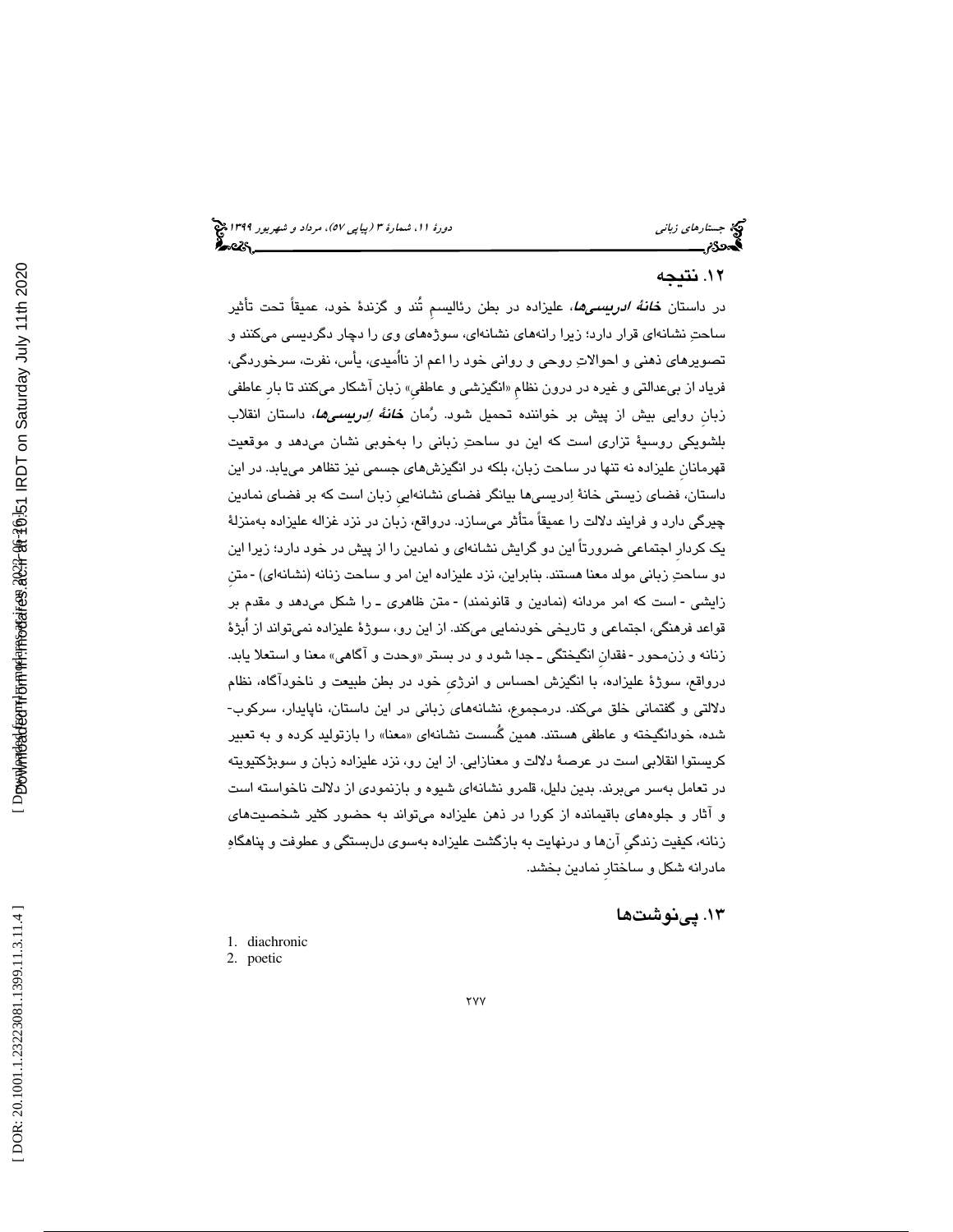## ۱۲. نتیجه

در داستان ***خانهٔ ادریسی‌ها***، علیزاده در بطن رئالیسمِ تُند و گزندهٔ خود، عمیقاً تحت تأثیر ساحتِ نشانه‌ای قرار دارد؛ زیرا رانه‌های نشانه‌ای، سوژه‌های وی را دچار دگردیسی می‌کنند و تصویرهای ذهنی و احوالاتِ روحی و روانی خود را اعم از ناامیدی، یأس، نفرت، سرخوردگی، فریاد از بی‌عدالتی و غیره در درون نظامِ «انگیزشی و عاطفیِ» زبان آشکار می‌کنند تا بارِ عاطفی زبانِ روایی بیش از پیش بر خواننده تحمیل شود. رُمان ***خانهٔ ادریسی‌ها***، داستان انقلاب بلشویکی روسیهٔ تزاری است که این دو ساحتِ زبانی را به‌خوبی نشان می‌دهد و موقعیت قهرمانانِ علیزاده نه تنها در ساحت زبان، بلکه در انگیزش‌های جسمی نیز تظاهر می‌یابد. در این داستان، فضای زیستی خانهٔ اِدریسی‌ها بیانگر فضای نشانه‌ایِ زبان است که بر فضای نمادین چیرگی دارد و فرایند دلالت را عمیقاً متأثر می‌سازد. درواقع، زبان در نزد غزاله علیزاده به‌منزلهٔ یک کردارِ اجتماعی ضرورتاً این دو گرایش نشانه‌ای و نمادین را از پیش در خود دارد؛ زیرا این دو ساحتِ زبانی مولد معنا هستند. بنابراین، نزد علیزاده این امر و ساحت زنانه (نشانه‌ای) - متنِ زایشی - است که امر مردانه (نمادین و قانونمند) - متن ظاهری ـ را شکل می‌دهد و مقدم بر قواعد فرهنگی، اجتماعی و تاریخی خودنمایی می‌کند. از این رو، سوژهٔ علیزاده نمی‌تواند از اُبژهٔ زنانه و زن‌محور - فقدانِ انگیختگی ـ جدا شود و در بستر «وحدت و آگاهی» معنا و استعلا یابد. درواقع، سوژهٔ علیزاده، با انگیزش احساس و انرژیِ خود در بطن طبیعت و ناخودآگاه، نظام دلالتی و گفتمانی خلق می‌کند. درمجموع، نشانه‌های زبانی در این داستان، ناپایدار، سرکوب‌شده، خودانگیخته و عاطفی هستند. همین گُسست نشانه‌ای «معنا» را بازتولید کرده و به تعبیر کریستوا انقلابی است در عرصهٔ دلالت و معنازایی. از این رو، نزد علیزاده زبان و سوبژکتیویته در تعامل به‌سر می‌برند. بدین دلیل، قلمرو نشانه‌ای شیوه و بازنمودی از دلالت ناخواسته است و آثار و جلوه‌های باقیمانده از کورا در ذهن علیزاده می‌تواند به حضور کثیر شخصیت‌های زنانه، کیفیت زندگیِ آن‌ها و درنهایت به بازگشت علیزاده به‌سوی دل‌بستگی و عطوفت و پناهگاهِ مادرانه شکل و ساختارِ نمادین بخشد.

## ۱۳. پی‌نوشت‌ها

1. diachronic
2. poetic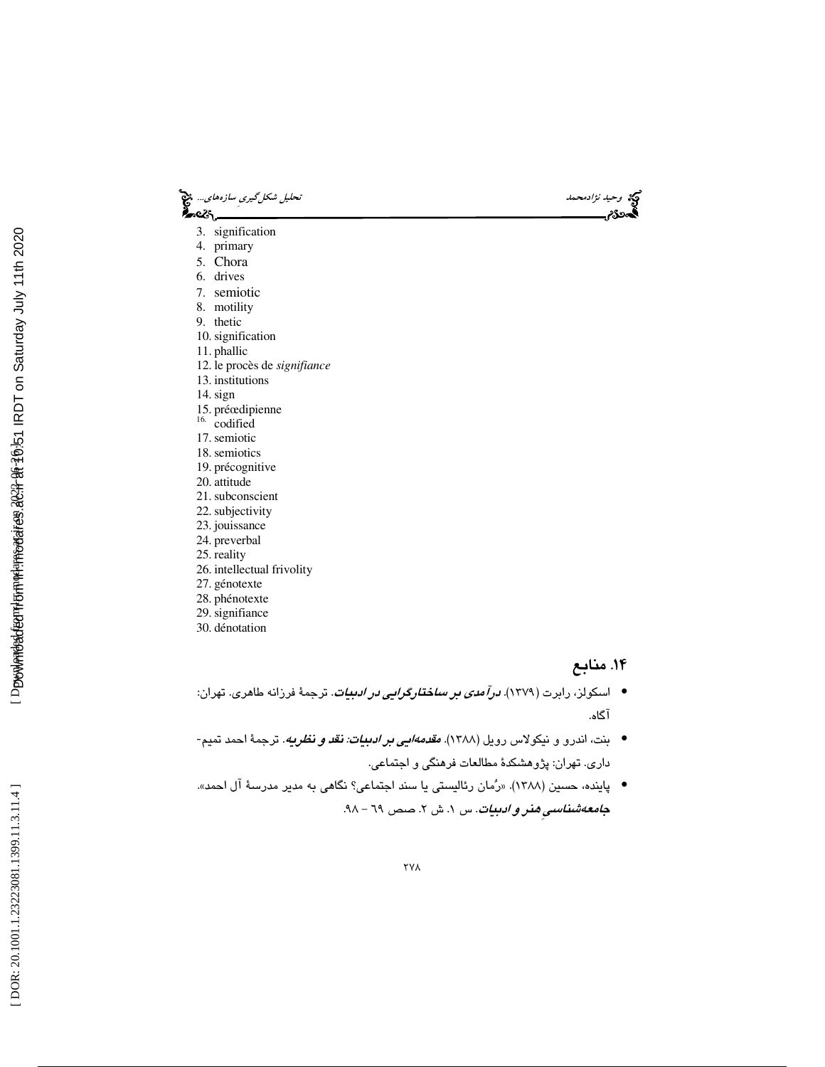3. signification
4. primary
5. Chora
6. drives
7. semiotic
8. motility
9. thetic
10. signification
11. phallic
12. le procès de *signifiance*
13. institutions
14. sign
15. préœdipienne
16. codified
17. semiotic
18. semiotics
19. précognitive
20. attitude
21. subconscient
22. subjectivity
23. jouissance
24. preverbal
25. reality
26. intellectual frivolity
27. génotexte
28. phénotexte
29. signifiance
30. dénotation

## ۱۴. منابع

- اسکولز، رابرت (۱۳۷۹). ***درآمدی بر ساختارگرایی در ادبیات***. ترجمهٔ فرزانه طاهری. تهران: آگاه.
- بنت، اندرو و نیکولاس رویل (۱۳۸۸). ***مقدمه‌ایی بر ادبیات: نقد و نظریه***. ترجمهٔ احمد تمیم‌داری. تهران: پژوهشکدهٔ مطالعات فرهنگی و اجتماعی.
- پاینده، حسین (۱۳۸۸). «رُمان رئالیستی یا سند اجتماعی؟ نگاهی به مدیر مدرسهٔ آل احمد». ***جامعه‌شناسیِ هنر و ادبیات***. س ۱. ش ۲. صص ٦٩ – ٩٨.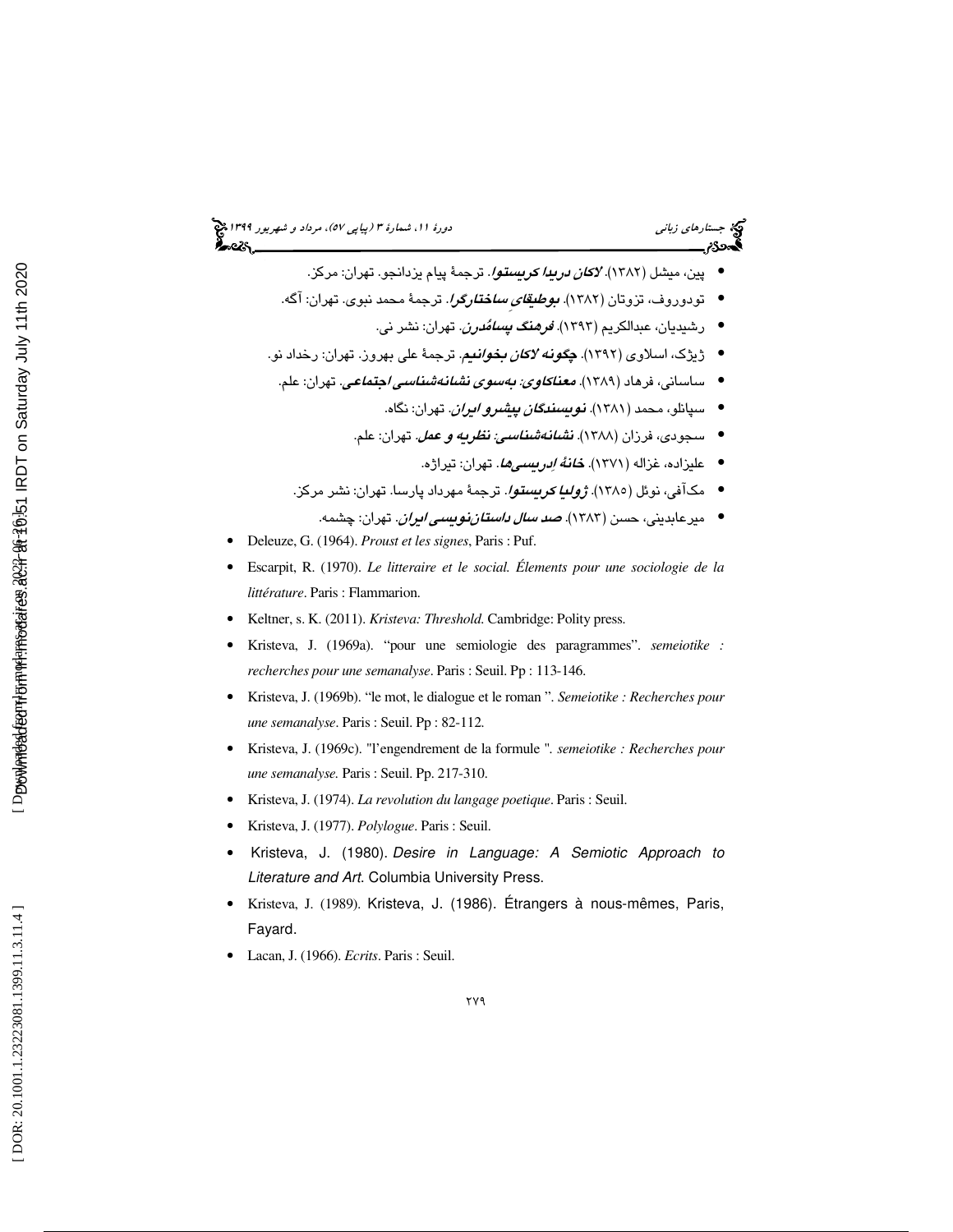- پین، میشل (۱۳۸۲). ***لاکان دریدا کریستوا***. ترجمهٔ پیام یزدانجو. تهران: مرکز.
- تودوروف، تزوتان (۱۳۸۲). ***بوطیقای ساختارگرا***. ترجمهٔ محمد نبوی. تهران: آگه.
- رشیدیان، عبدالکریم (۱۳۹۳). ***فرهنگ پسامُدرن***. تهران: نشر نی.
- ژیژک، اسلاوی (۱۳۹۲). ***چگونه لاکان بخوانیم***. ترجمهٔ علی بهروز. تهران: رخداد نو.
- ساسانی، فرهاد (۱۳۸۹). ***معناکاوی: به‌سوی نشانه‌شناسی اجتماعی***. تهران: علم.
- سپانلو، محمد (۱۳۸۱). ***نویسندگان پیشرو ایران***. تهران: نگاه.
- سجودی، فرزان (۱۳۸۸). ***نشانه‌شناسی: نظریه و عمل***. تهران: علم.
- علیزاده، غزاله (۱۳۷۱). ***خانهٔ اِدریسی‌ها***. تهران: تیراژه.
- مک‌آفی، نوئل (۱۳۸۵). ***ژولیا کریستوا***. ترجمهٔ مهرداد پارسا. تهران: نشر مرکز.
- میرعابدینی، حسن (۱۳۸۳). ***صد سال داستان‌نویسی ایران***. تهران: چشمه.
- Deleuze, G. (1964). *Proust et les signes*, Paris : Puf.
- Escarpit, R. (1970). *Le litteraire et le social. Élements pour une sociologie de la littérature*. Paris : Flammarion.
- Keltner, s. K. (2011). *Kristeva: Threshold.* Cambridge: Polity press.
- Kristeva, J. (1969a). "pour une semiologie des paragrammes". *semeiotike : recherches pour une semanalyse*. Paris : Seuil. Pp : 113-146.
- Kristeva, J. (1969b). "le mot, le dialogue et le roman ". *Semeiotike : Recherches pour une semanalyse*. Paris : Seuil. Pp : 82-112.
- Kristeva, J. (1969c). "l'engendrement de la formule ". *semeiotike : Recherches pour une semanalyse.* Paris : Seuil. Pp. 217-310.
- Kristeva, J. (1974). *La revolution du langage poetique*. Paris : Seuil.
- Kristeva, J. (1977). *Polylogue*. Paris : Seuil.
- Kristeva, J. (1980). *Desire in Language: A Semiotic Approach to Literature and Art*. Columbia University Press.
- Kristeva, J. (1989). Kristeva, J. (1986). Étrangers à nous-mêmes, Paris, Fayard.
- Lacan, J. (1966). *Ecrits*. Paris : Seuil.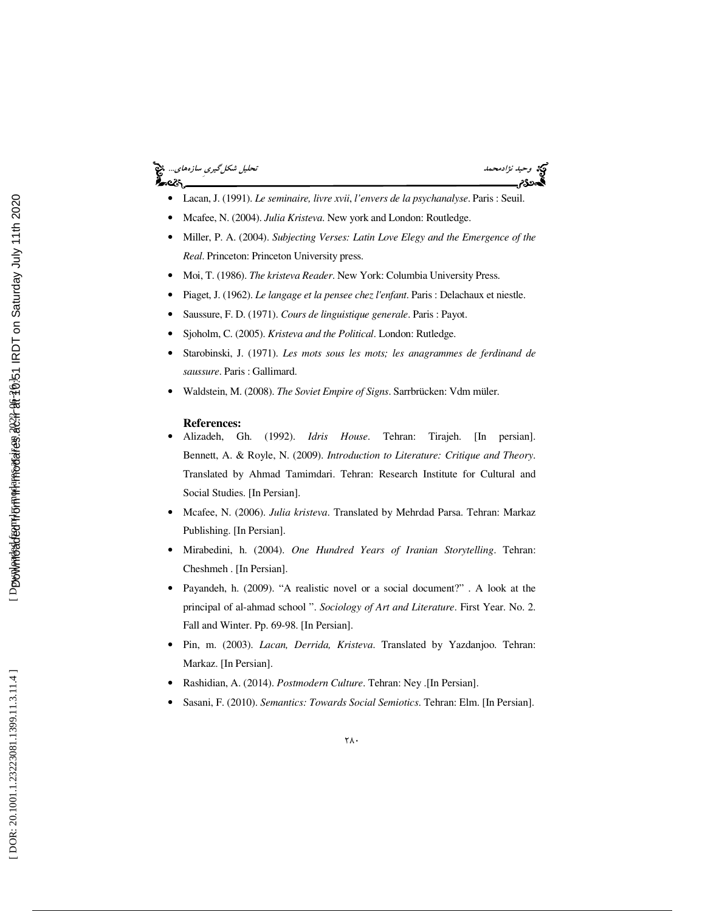- Lacan, J. (1991). *Le seminaire, livre xvii, l'envers de la psychanalyse*. Paris : Seuil.
- Mcafee, N. (2004). *Julia Kristeva*. New york and London: Routledge.
- Miller, P. A. (2004). *Subjecting Verses: Latin Love Elegy and the Emergence of the Real*. Princeton: Princeton University press.
- Moi, T. (1986). *The kristeva Reader*. New York: Columbia University Press.
- Piaget, J. (1962). *Le langage et la pensee chez l'enfant*. Paris : Delachaux et niestle.
- Saussure, F. D. (1971). *Cours de linguistique generale*. Paris : Payot.
- Sjoholm, C. (2005). *Kristeva and the Political*. London: Rutledge.
- Starobinski, J. (1971). *Les mots sous les mots; les anagrammes de ferdinand de saussure*. Paris : Gallimard.
- Waldstein, M. (2008). *The Soviet Empire of Signs*. Sarrbrücken: Vdm müler.

**References:**

- Alizadeh, Gh. (1992). *Idris House*. Tehran: Tirajeh. [In persian]. Bennett, A. & Royle, N. (2009). *Introduction to Literature: Critique and Theory*. Translated by Ahmad Tamimdari. Tehran: Research Institute for Cultural and Social Studies. [In Persian].
- Mcafee, N. (2006). *Julia kristeva*. Translated by Mehrdad Parsa. Tehran: Markaz Publishing. [In Persian].
- Mirabedini, h. (2004). *One Hundred Years of Iranian Storytelling*. Tehran: Cheshmeh . [In Persian].
- Payandeh, h. (2009). "A realistic novel or a social document?" . A look at the principal of al-ahmad school ". *Sociology of Art and Literature*. First Year. No. 2. Fall and Winter. Pp. 69-98. [In Persian].
- Pin, m. (2003). *Lacan, Derrida, Kristeva*. Translated by Yazdanjoo. Tehran: Markaz. [In Persian].
- Rashidian, A. (2014). *Postmodern Culture*. Tehran: Ney .[In Persian].
- Sasani, F. (2010). *Semantics: Towards Social Semiotics*. Tehran: Elm. [In Persian].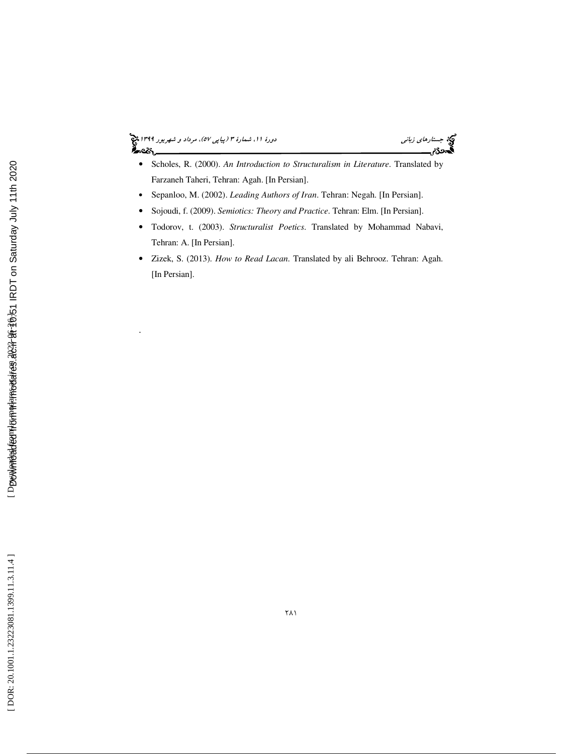- Scholes, R. (2000). *An Introduction to Structuralism in Literature*. Translated by Farzaneh Taheri, Tehran: Agah. [In Persian].
- Sepanloo, M. (2002). *Leading Authors of Iran*. Tehran: Negah. [In Persian].
- Sojoudi, f. (2009). *Semiotics: Theory and Practice*. Tehran: Elm. [In Persian].
- Todorov, t. (2003). *Structuralist Poetics*. Translated by Mohammad Nabavi, Tehran: A. [In Persian].
- Zizek, S. (2013). *How to Read Lacan*. Translated by ali Behrooz. Tehran: Agah. [In Persian].